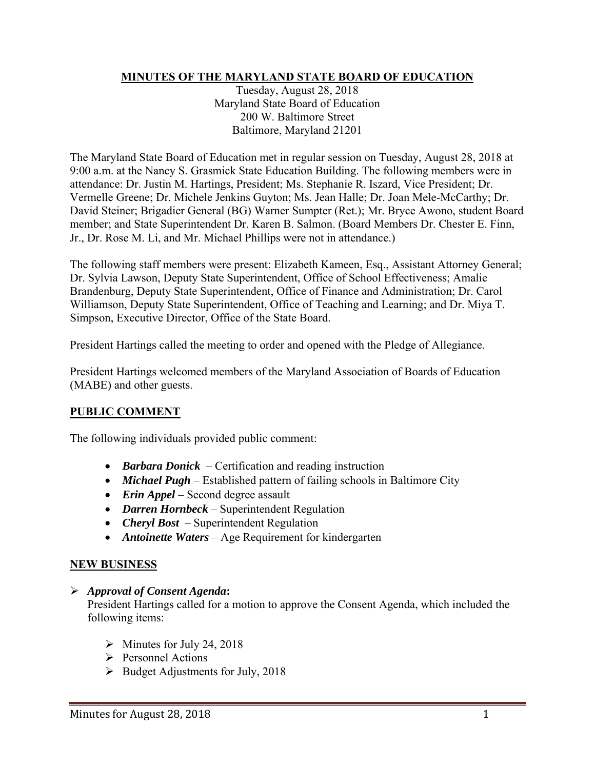# MINUTES OF THE MARYLAND STATE BOARD OF EDUCATION

Tuesday, August 28, 2018
Maryland State Board of Education
200 W. Baltimore Street
Baltimore, Maryland 21201

The Maryland State Board of Education met in regular session on Tuesday, August 28, 2018 at 9:00 a.m. at the Nancy S. Grasmick State Education Building. The following members were in attendance: Dr. Justin M. Hartings, President; Ms. Stephanie R. Iszard, Vice President; Dr. Vermelle Greene; Dr. Michele Jenkins Guyton; Ms. Jean Halle; Dr. Joan Mele-McCarthy; Dr. David Steiner; Brigadier General (BG) Warner Sumpter (Ret.); Mr. Bryce Awono, student Board member; and State Superintendent Dr. Karen B. Salmon. (Board Members Dr. Chester E. Finn, Jr., Dr. Rose M. Li, and Mr. Michael Phillips were not in attendance.)

The following staff members were present: Elizabeth Kameen, Esq., Assistant Attorney General; Dr. Sylvia Lawson, Deputy State Superintendent, Office of School Effectiveness; Amalie Brandenburg, Deputy State Superintendent, Office of Finance and Administration; Dr. Carol Williamson, Deputy State Superintendent, Office of Teaching and Learning; and Dr. Miya T. Simpson, Executive Director, Office of the State Board.

President Hartings called the meeting to order and opened with the Pledge of Allegiance.

President Hartings welcomed members of the Maryland Association of Boards of Education (MABE) and other guests.

## PUBLIC COMMENT

The following individuals provided public comment:

- ***Barbara Donick*** – Certification and reading instruction
- ***Michael Pugh*** – Established pattern of failing schools in Baltimore City
- ***Erin Appel*** – Second degree assault
- ***Darren Hornbeck*** – Superintendent Regulation
- ***Cheryl Bost*** – Superintendent Regulation
- ***Antoinette Waters*** – Age Requirement for kindergarten

## NEW BUSINESS

- ***Approval of Consent Agenda*:**
  President Hartings called for a motion to approve the Consent Agenda, which included the following items:
  - Minutes for July 24, 2018
  - Personnel Actions
  - Budget Adjustments for July, 2018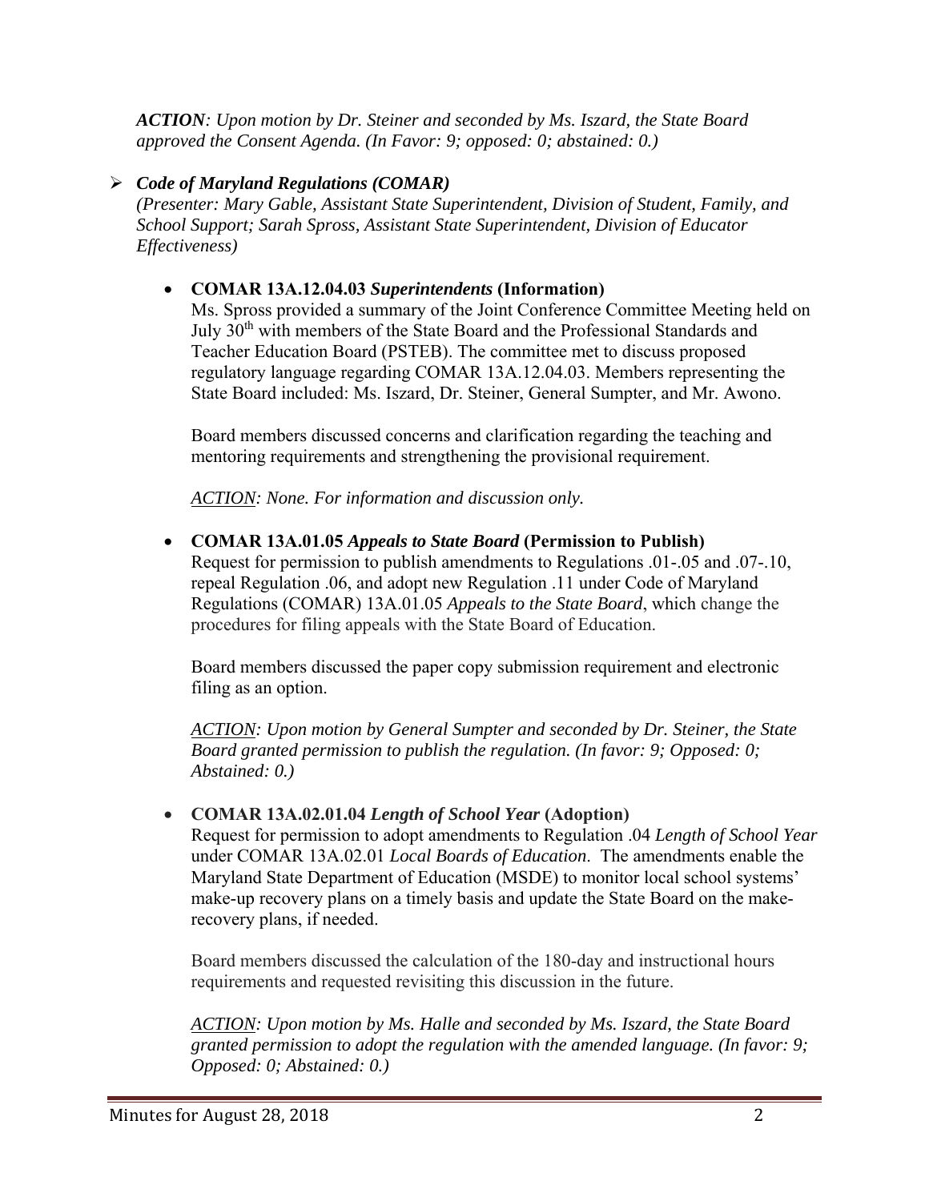*ACTION: Upon motion by Dr. Steiner and seconded by Ms. Iszard, the State Board approved the Consent Agenda. (In Favor: 9; opposed: 0; abstained: 0.)*

- ***Code of Maryland Regulations (COMAR)***

  *(Presenter: Mary Gable, Assistant State Superintendent, Division of Student, Family, and School Support; Sarah Spross, Assistant State Superintendent, Division of Educator Effectiveness)*

  - **COMAR 13A.12.04.03 *Superintendents* (Information)**

    Ms. Spross provided a summary of the Joint Conference Committee Meeting held on July 30th with members of the State Board and the Professional Standards and Teacher Education Board (PSTEB). The committee met to discuss proposed regulatory language regarding COMAR 13A.12.04.03. Members representing the State Board included: Ms. Iszard, Dr. Steiner, General Sumpter, and Mr. Awono.

    Board members discussed concerns and clarification regarding the teaching and mentoring requirements and strengthening the provisional requirement.

    *ACTION: None. For information and discussion only.*

  - **COMAR 13A.01.05 *Appeals to State Board* (Permission to Publish)**

    Request for permission to publish amendments to Regulations .01-.05 and .07-.10, repeal Regulation .06, and adopt new Regulation .11 under Code of Maryland Regulations (COMAR) 13A.01.05 *Appeals to the State Board*, which change the procedures for filing appeals with the State Board of Education.

    Board members discussed the paper copy submission requirement and electronic filing as an option.

    *ACTION: Upon motion by General Sumpter and seconded by Dr. Steiner, the State Board granted permission to publish the regulation. (In favor: 9; Opposed: 0; Abstained: 0.)*

  - **COMAR 13A.02.01.04 *Length of School Year* (Adoption)**

    Request for permission to adopt amendments to Regulation .04 *Length of School Year* under COMAR 13A.02.01 *Local Boards of Education*. The amendments enable the Maryland State Department of Education (MSDE) to monitor local school systems' make-up recovery plans on a timely basis and update the State Board on the make-recovery plans, if needed.

    Board members discussed the calculation of the 180-day and instructional hours requirements and requested revisiting this discussion in the future.

    *ACTION: Upon motion by Ms. Halle and seconded by Ms. Iszard, the State Board granted permission to adopt the regulation with the amended language. (In favor: 9; Opposed: 0; Abstained: 0.)*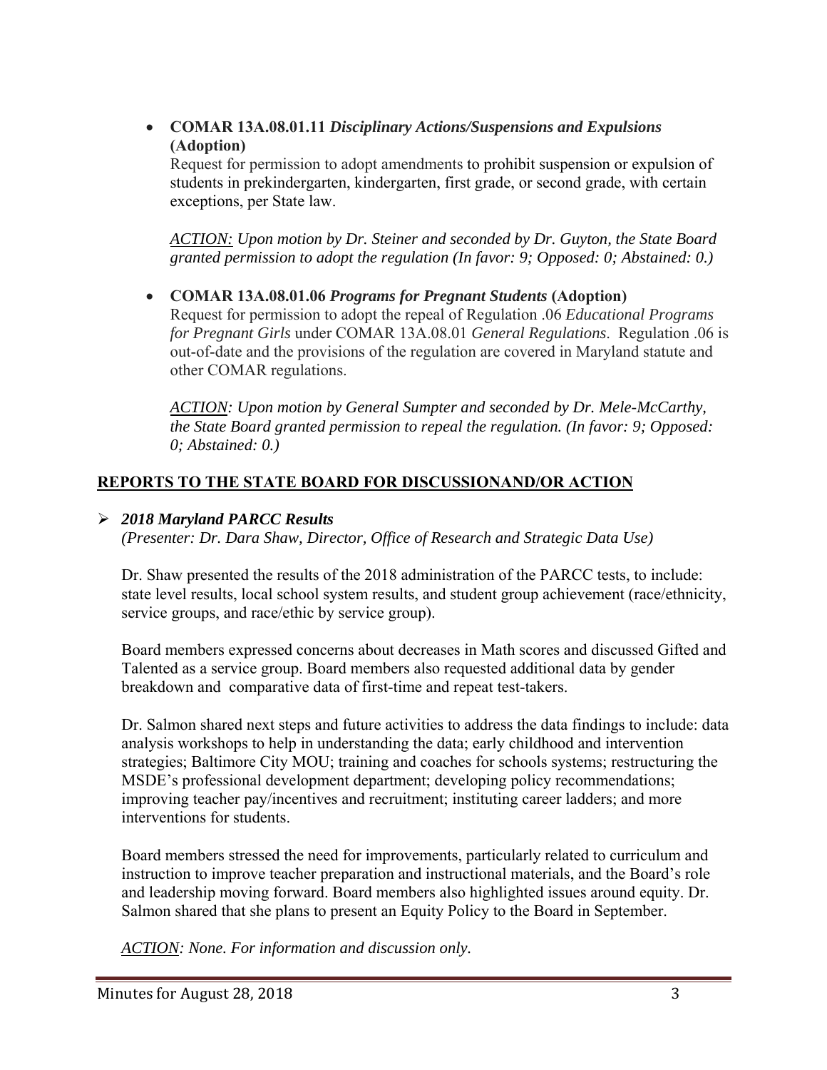- **COMAR 13A.08.01.11** ***Disciplinary Actions/Suspensions and Expulsions*** **(Adoption)**

  Request for permission to adopt amendments to prohibit suspension or expulsion of students in prekindergarten, kindergarten, first grade, or second grade, with certain exceptions, per State law.

  *ACTION: Upon motion by Dr. Steiner and seconded by Dr. Guyton, the State Board granted permission to adopt the regulation (In favor: 9; Opposed: 0; Abstained: 0.)*

- **COMAR 13A.08.01.06** ***Programs for Pregnant Students*** **(Adoption)**

  Request for permission to adopt the repeal of Regulation .06 *Educational Programs for Pregnant Girls* under COMAR 13A.08.01 *General Regulations*. Regulation .06 is out-of-date and the provisions of the regulation are covered in Maryland statute and other COMAR regulations.

  *ACTION: Upon motion by General Sumpter and seconded by Dr. Mele-McCarthy, the State Board granted permission to repeal the regulation. (In favor: 9; Opposed: 0; Abstained: 0.)*

## REPORTS TO THE STATE BOARD FOR DISCUSSIONAND/OR ACTION

- ***2018 Maryland PARCC Results***

  *(Presenter: Dr. Dara Shaw, Director, Office of Research and Strategic Data Use)*

  Dr. Shaw presented the results of the 2018 administration of the PARCC tests, to include: state level results, local school system results, and student group achievement (race/ethnicity, service groups, and race/ethic by service group).

  Board members expressed concerns about decreases in Math scores and discussed Gifted and Talented as a service group. Board members also requested additional data by gender breakdown and comparative data of first-time and repeat test-takers.

  Dr. Salmon shared next steps and future activities to address the data findings to include: data analysis workshops to help in understanding the data; early childhood and intervention strategies; Baltimore City MOU; training and coaches for schools systems; restructuring the MSDE's professional development department; developing policy recommendations; improving teacher pay/incentives and recruitment; instituting career ladders; and more interventions for students.

  Board members stressed the need for improvements, particularly related to curriculum and instruction to improve teacher preparation and instructional materials, and the Board's role and leadership moving forward. Board members also highlighted issues around equity. Dr. Salmon shared that she plans to present an Equity Policy to the Board in September.

  *ACTION: None. For information and discussion only.*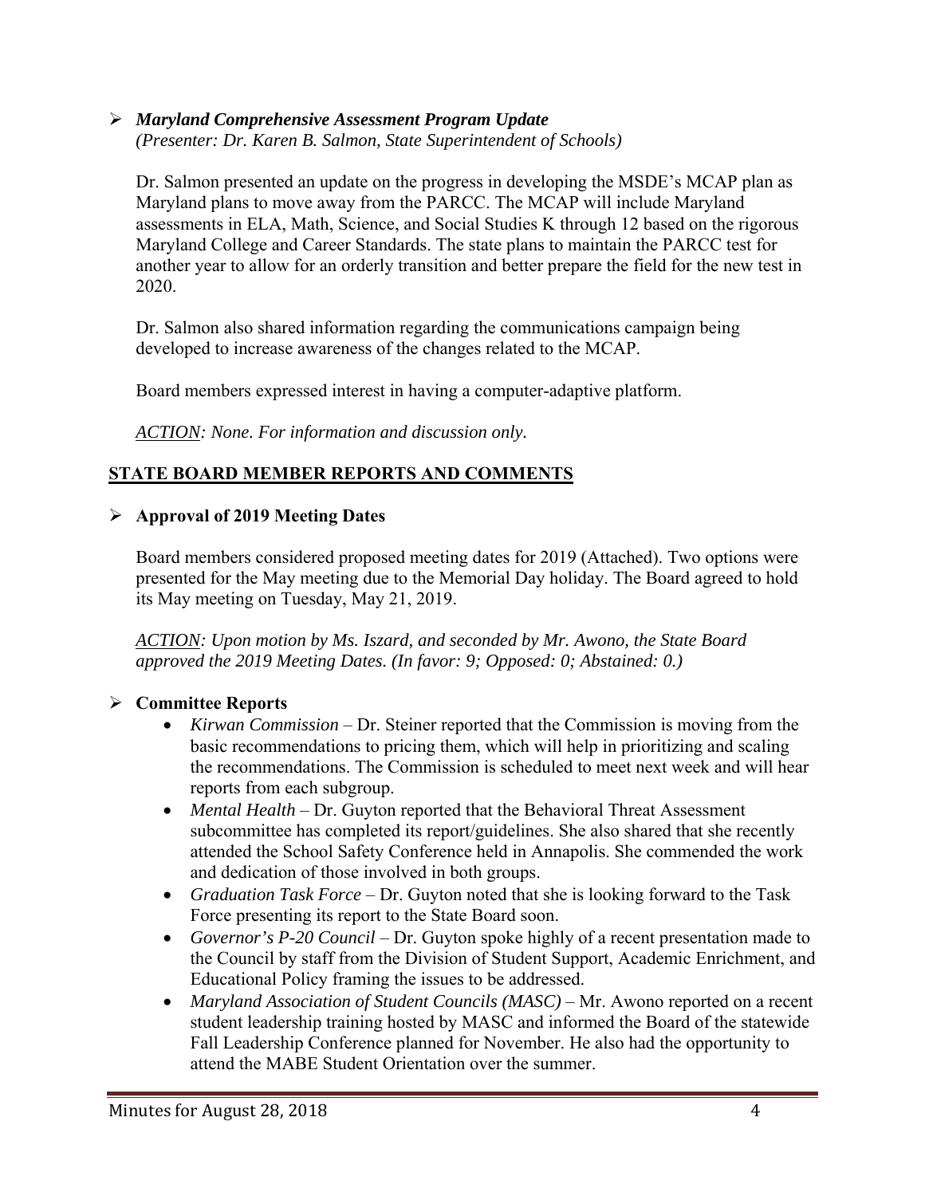- ***Maryland Comprehensive Assessment Program Update***
  *(Presenter: Dr. Karen B. Salmon, State Superintendent of Schools)*

  Dr. Salmon presented an update on the progress in developing the MSDE's MCAP plan as Maryland plans to move away from the PARCC. The MCAP will include Maryland assessments in ELA, Math, Science, and Social Studies K through 12 based on the rigorous Maryland College and Career Standards. The state plans to maintain the PARCC test for another year to allow for an orderly transition and better prepare the field for the new test in 2020.

  Dr. Salmon also shared information regarding the communications campaign being developed to increase awareness of the changes related to the MCAP.

  Board members expressed interest in having a computer-adaptive platform.

  *<u>ACTION</u>: None. For information and discussion only.*

## <u>STATE BOARD MEMBER REPORTS AND COMMENTS</u>

- **Approval of 2019 Meeting Dates**

  Board members considered proposed meeting dates for 2019 (Attached). Two options were presented for the May meeting due to the Memorial Day holiday. The Board agreed to hold its May meeting on Tuesday, May 21, 2019.

  *<u>ACTION</u>: Upon motion by Ms. Iszard, and seconded by Mr. Awono, the State Board approved the 2019 Meeting Dates. (In favor: 9; Opposed: 0; Abstained: 0.)*

- **Committee Reports**
  - *Kirwan Commission* – Dr. Steiner reported that the Commission is moving from the basic recommendations to pricing them, which will help in prioritizing and scaling the recommendations. The Commission is scheduled to meet next week and will hear reports from each subgroup.
  - *Mental Health* – Dr. Guyton reported that the Behavioral Threat Assessment subcommittee has completed its report/guidelines. She also shared that she recently attended the School Safety Conference held in Annapolis. She commended the work and dedication of those involved in both groups.
  - *Graduation Task Force* – Dr. Guyton noted that she is looking forward to the Task Force presenting its report to the State Board soon.
  - *Governor's P-20 Council* – Dr. Guyton spoke highly of a recent presentation made to the Council by staff from the Division of Student Support, Academic Enrichment, and Educational Policy framing the issues to be addressed.
  - *Maryland Association of Student Councils (MASC)* – Mr. Awono reported on a recent student leadership training hosted by MASC and informed the Board of the statewide Fall Leadership Conference planned for November. He also had the opportunity to attend the MABE Student Orientation over the summer.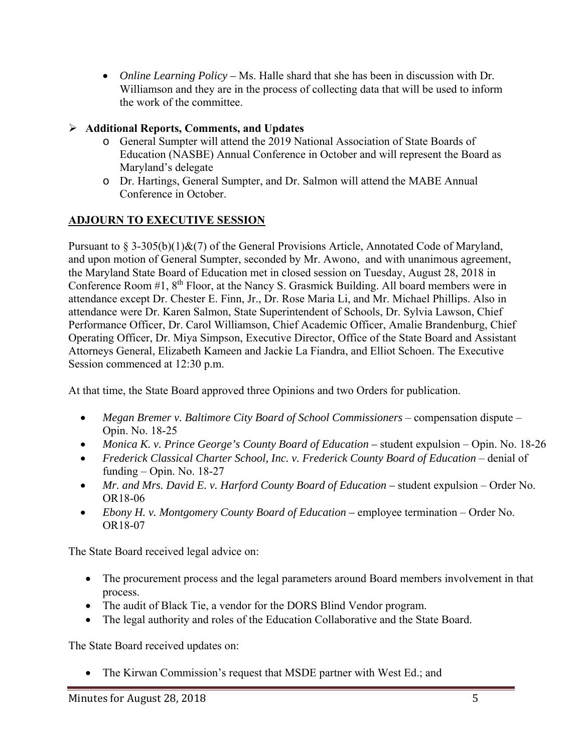- *Online Learning Policy* **–** Ms. Halle shard that she has been in discussion with Dr. Williamson and they are in the process of collecting data that will be used to inform the work of the committee.

- **Additional Reports, Comments, and Updates**
  - General Sumpter will attend the 2019 National Association of State Boards of Education (NASBE) Annual Conference in October and will represent the Board as Maryland's delegate
  - Dr. Hartings, General Sumpter, and Dr. Salmon will attend the MABE Annual Conference in October.

**ADJOURN TO EXECUTIVE SESSION**

Pursuant to § 3-305(b)(1)&(7) of the General Provisions Article, Annotated Code of Maryland, and upon motion of General Sumpter, seconded by Mr. Awono, and with unanimous agreement, the Maryland State Board of Education met in closed session on Tuesday, August 28, 2018 in Conference Room #1, 8th Floor, at the Nancy S. Grasmick Building. All board members were in attendance except Dr. Chester E. Finn, Jr., Dr. Rose Maria Li, and Mr. Michael Phillips. Also in attendance were Dr. Karen Salmon, State Superintendent of Schools, Dr. Sylvia Lawson, Chief Performance Officer, Dr. Carol Williamson, Chief Academic Officer, Amalie Brandenburg, Chief Operating Officer, Dr. Miya Simpson, Executive Director, Office of the State Board and Assistant Attorneys General, Elizabeth Kameen and Jackie La Fiandra, and Elliot Schoen. The Executive Session commenced at 12:30 p.m.

At that time, the State Board approved three Opinions and two Orders for publication.

- *Megan Bremer v. Baltimore City Board of School Commissioners* – compensation dispute – Opin. No. 18-25
- *Monica K. v. Prince George's County Board of Education* **–** student expulsion – Opin. No. 18-26
- *Frederick Classical Charter School, Inc. v. Frederick County Board of Education* – denial of funding – Opin. No. 18-27
- *Mr. and Mrs. David E. v. Harford County Board of Education* **–** student expulsion – Order No. OR18-06
- *Ebony H. v. Montgomery County Board of Education* **–** employee termination – Order No. OR18-07

The State Board received legal advice on:

- The procurement process and the legal parameters around Board members involvement in that process.
- The audit of Black Tie, a vendor for the DORS Blind Vendor program.
- The legal authority and roles of the Education Collaborative and the State Board.

The State Board received updates on:

- The Kirwan Commission's request that MSDE partner with West Ed.; and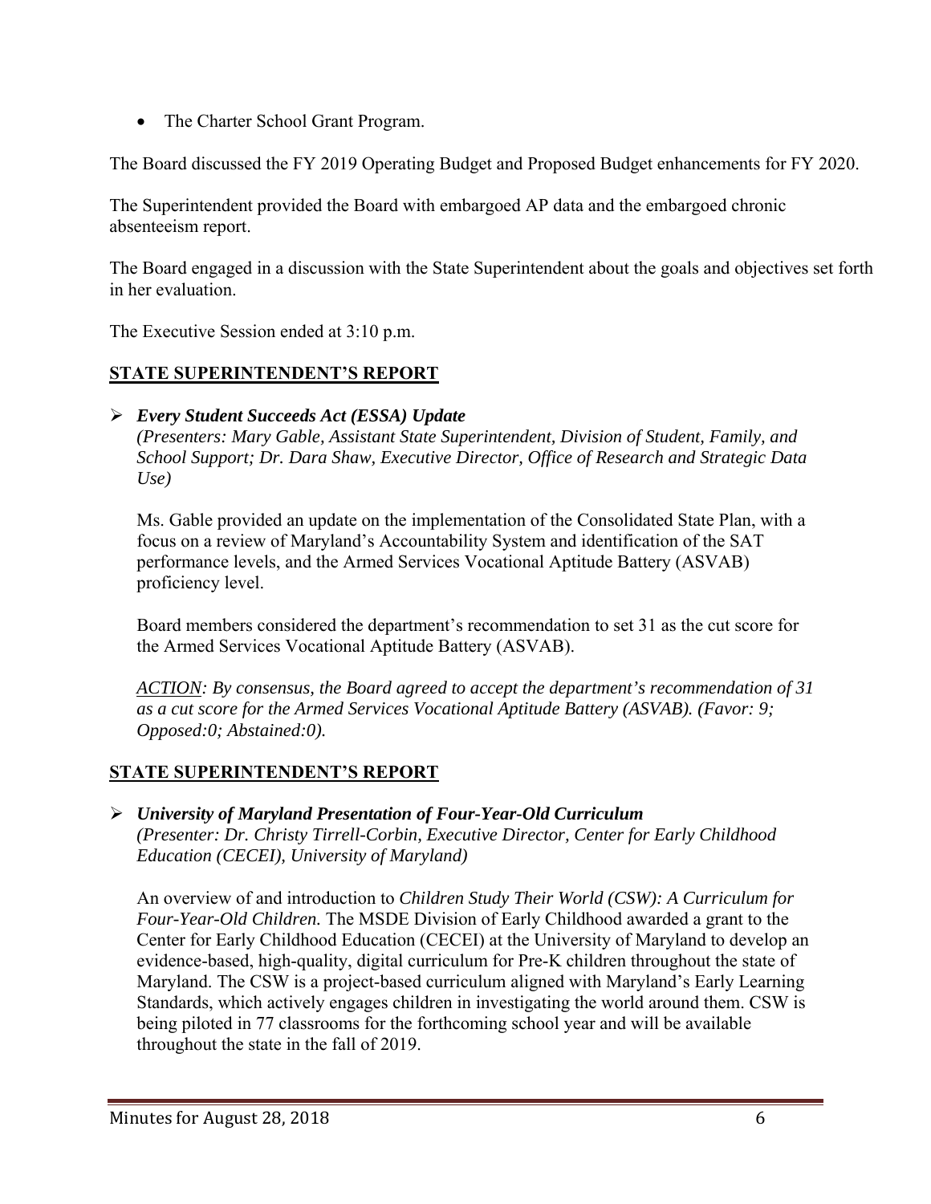- The Charter School Grant Program.

The Board discussed the FY 2019 Operating Budget and Proposed Budget enhancements for FY 2020.

The Superintendent provided the Board with embargoed AP data and the embargoed chronic absenteeism report.

The Board engaged in a discussion with the State Superintendent about the goals and objectives set forth in her evaluation.

The Executive Session ended at 3:10 p.m.

## **STATE SUPERINTENDENT'S REPORT**

- ***Every Student Succeeds Act (ESSA) Update***
  *(Presenters: Mary Gable, Assistant State Superintendent, Division of Student, Family, and School Support; Dr. Dara Shaw, Executive Director, Office of Research and Strategic Data Use)*

  Ms. Gable provided an update on the implementation of the Consolidated State Plan, with a focus on a review of Maryland's Accountability System and identification of the SAT performance levels, and the Armed Services Vocational Aptitude Battery (ASVAB) proficiency level.

  Board members considered the department's recommendation to set 31 as the cut score for the Armed Services Vocational Aptitude Battery (ASVAB).

  *ACTION: By consensus, the Board agreed to accept the department's recommendation of 31 as a cut score for the Armed Services Vocational Aptitude Battery (ASVAB). (Favor: 9; Opposed:0; Abstained:0).*

## **STATE SUPERINTENDENT'S REPORT**

- ***University of Maryland Presentation of Four-Year-Old Curriculum***
  *(Presenter: Dr. Christy Tirrell-Corbin, Executive Director, Center for Early Childhood Education (CECEI), University of Maryland)*

  An overview of and introduction to *Children Study Their World (CSW): A Curriculum for Four-Year-Old Children.* The MSDE Division of Early Childhood awarded a grant to the Center for Early Childhood Education (CECEI) at the University of Maryland to develop an evidence-based, high-quality, digital curriculum for Pre-K children throughout the state of Maryland. The CSW is a project-based curriculum aligned with Maryland's Early Learning Standards, which actively engages children in investigating the world around them. CSW is being piloted in 77 classrooms for the forthcoming school year and will be available throughout the state in the fall of 2019.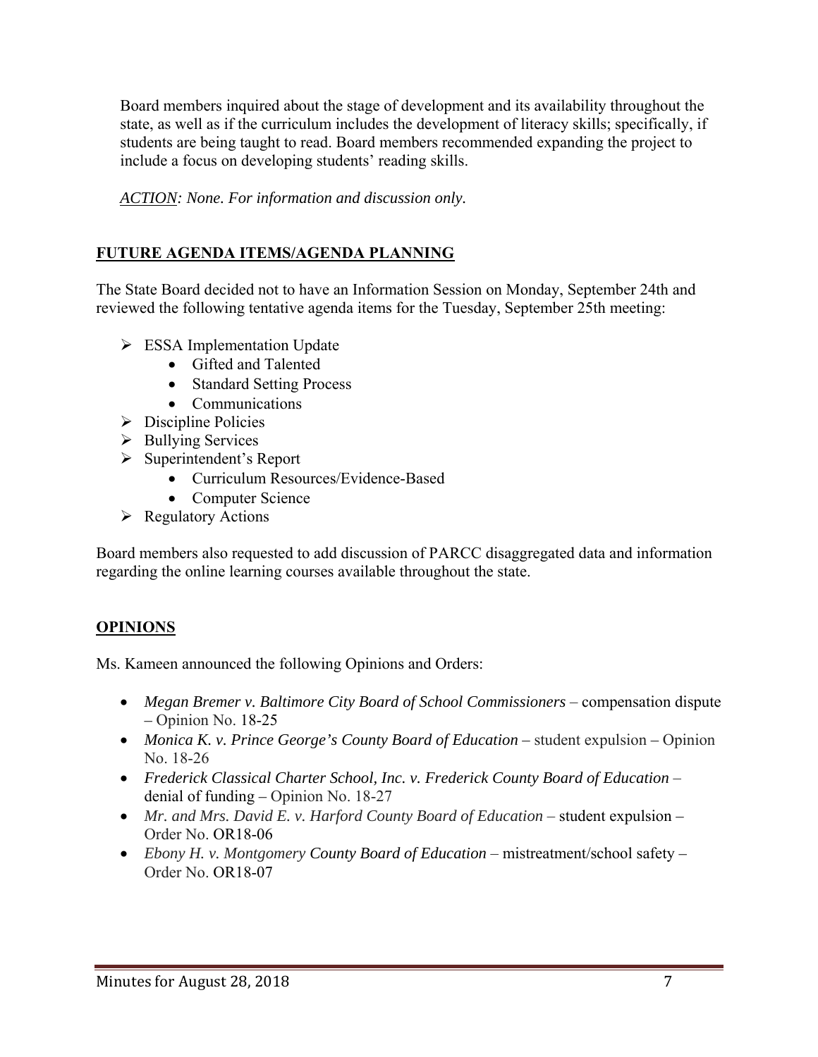Board members inquired about the stage of development and its availability throughout the state, as well as if the curriculum includes the development of literacy skills; specifically, if students are being taught to read. Board members recommended expanding the project to include a focus on developing students' reading skills.

*ACTION: None. For information and discussion only.*

## FUTURE AGENDA ITEMS/AGENDA PLANNING

The State Board decided not to have an Information Session on Monday, September 24th and reviewed the following tentative agenda items for the Tuesday, September 25th meeting:

- ESSA Implementation Update
  - Gifted and Talented
  - Standard Setting Process
  - Communications
- Discipline Policies
- Bullying Services
- Superintendent's Report
  - Curriculum Resources/Evidence-Based
  - Computer Science
- Regulatory Actions

Board members also requested to add discussion of PARCC disaggregated data and information regarding the online learning courses available throughout the state.

## OPINIONS

Ms. Kameen announced the following Opinions and Orders:

- *Megan Bremer v. Baltimore City Board of School Commissioners* – compensation dispute – Opinion No. 18-25
- *Monica K. v. Prince George's County Board of Education* – student expulsion – Opinion No. 18-26
- *Frederick Classical Charter School, Inc. v. Frederick County Board of Education* – denial of funding – Opinion No. 18-27
- *Mr. and Mrs. David E. v. Harford County Board of Education* – student expulsion – Order No. OR18-06
- *Ebony H. v. Montgomery County Board of Education* – mistreatment/school safety – Order No. OR18-07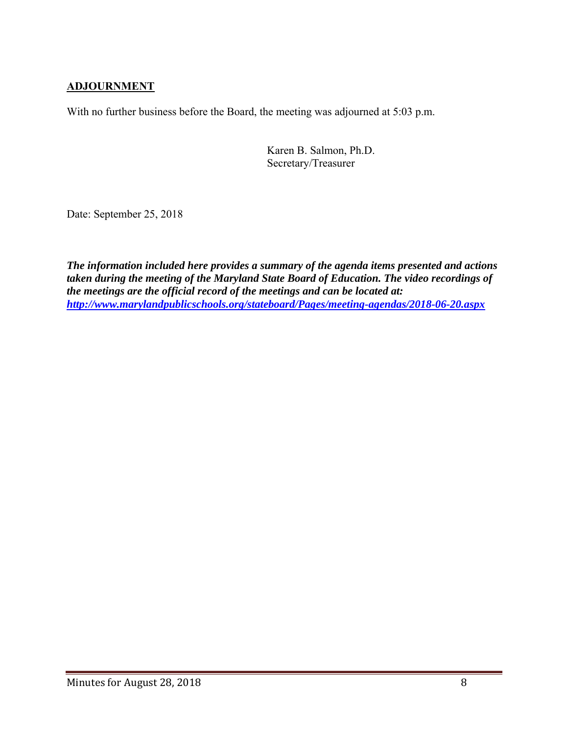**ADJOURNMENT**

With no further business before the Board, the meeting was adjourned at 5:03 p.m.

Karen B. Salmon, Ph.D.
Secretary/Treasurer

Date: September 25, 2018

***The information included here provides a summary of the agenda items presented and actions taken during the meeting of the Maryland State Board of Education. The video recordings of the meetings are the official record of the meetings and can be located at:***
***http://www.marylandpublicschools.org/stateboard/Pages/meeting-agendas/2018-06-20.aspx***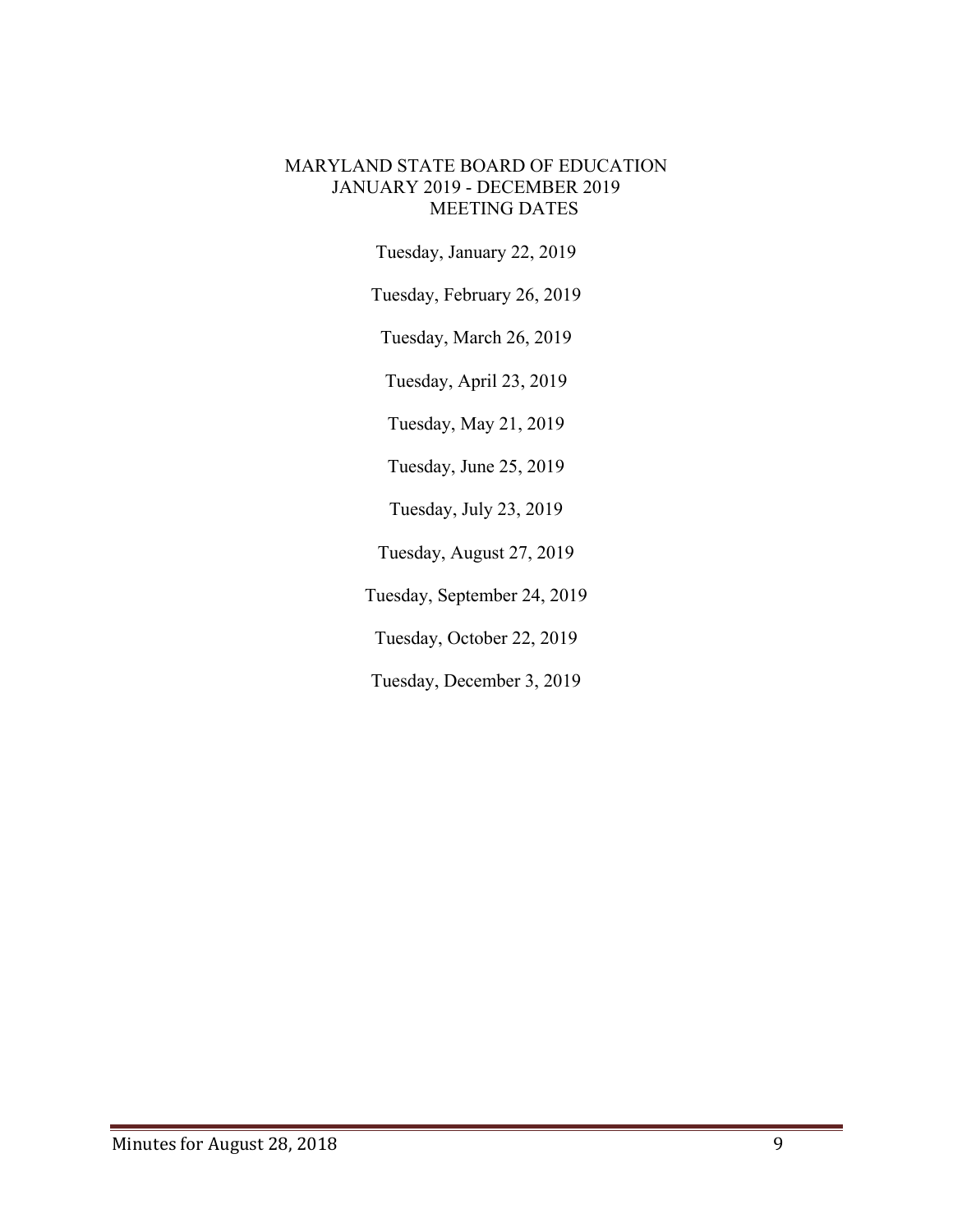# MARYLAND STATE BOARD OF EDUCATION
## JANUARY 2019 - DECEMBER 2019
## MEETING DATES

Tuesday, January 22, 2019

Tuesday, February 26, 2019

Tuesday, March 26, 2019

Tuesday, April 23, 2019

Tuesday, May 21, 2019

Tuesday, June 25, 2019

Tuesday, July 23, 2019

Tuesday, August 27, 2019

Tuesday, September 24, 2019

Tuesday, October 22, 2019

Tuesday, December 3, 2019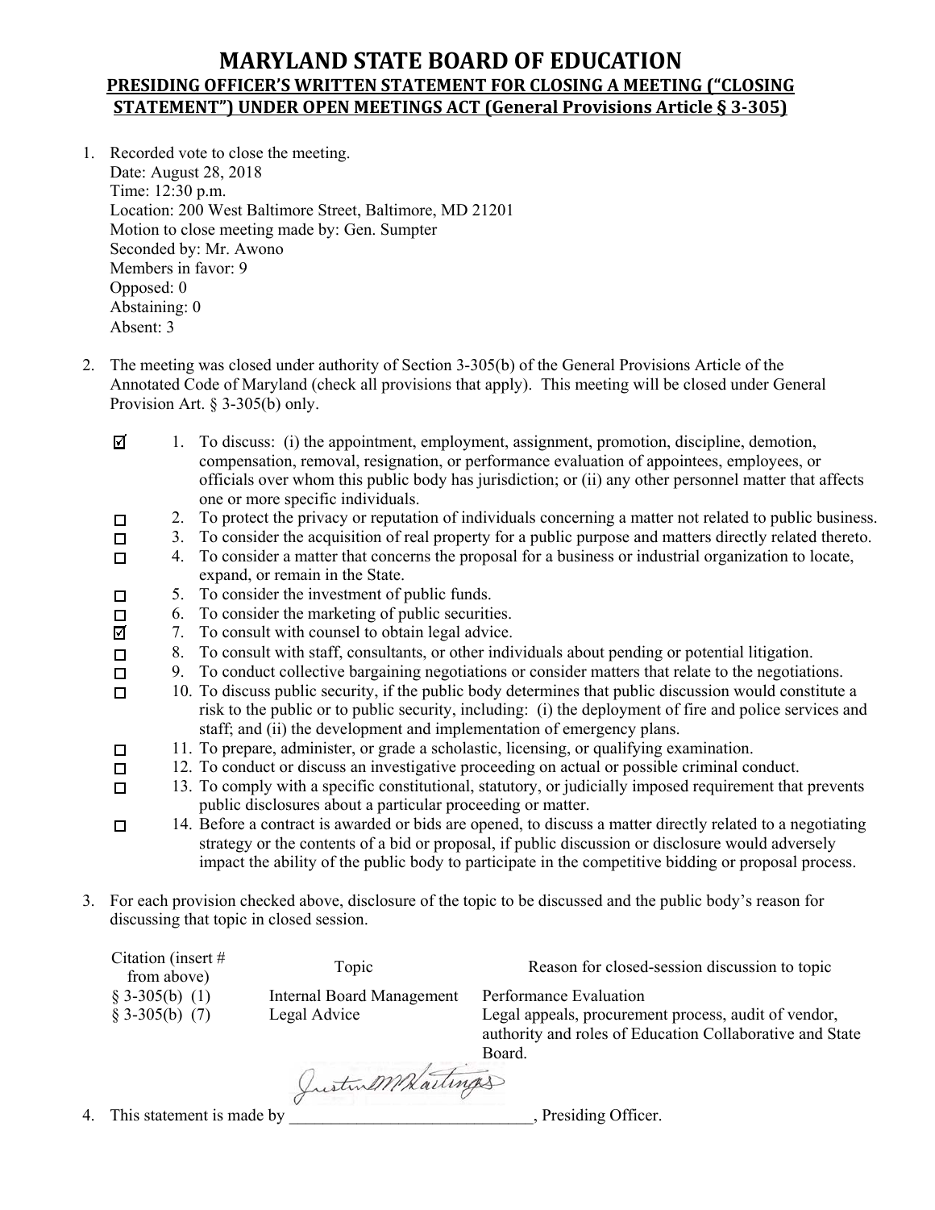# MARYLAND STATE BOARD OF EDUCATION

## PRESIDING OFFICER'S WRITTEN STATEMENT FOR CLOSING A MEETING ("CLOSING STATEMENT") UNDER OPEN MEETINGS ACT (General Provisions Article § 3-305)

1. Recorded vote to close the meeting.
   Date: August 28, 2018
   Time: 12:30 p.m.
   Location: 200 West Baltimore Street, Baltimore, MD 21201
   Motion to close meeting made by: Gen. Sumpter
   Seconded by: Mr. Awono
   Members in favor: 9
   Opposed: 0
   Abstaining: 0
   Absent: 3

2. The meeting was closed under authority of Section 3-305(b) of the General Provisions Article of the Annotated Code of Maryland (check all provisions that apply). This meeting will be closed under General Provision Art. § 3-305(b) only.

   - ☑ 1. To discuss: (i) the appointment, employment, assignment, promotion, discipline, demotion, compensation, removal, resignation, or performance evaluation of appointees, employees, or officials over whom this public body has jurisdiction; or (ii) any other personnel matter that affects one or more specific individuals.
   - ☐ 2. To protect the privacy or reputation of individuals concerning a matter not related to public business.
   - ☐ 3. To consider the acquisition of real property for a public purpose and matters directly related thereto.
   - ☐ 4. To consider a matter that concerns the proposal for a business or industrial organization to locate, expand, or remain in the State.
   - ☐ 5. To consider the investment of public funds.
   - ☐ 6. To consider the marketing of public securities.
   - ☑ 7. To consult with counsel to obtain legal advice.
   - ☐ 8. To consult with staff, consultants, or other individuals about pending or potential litigation.
   - ☐ 9. To conduct collective bargaining negotiations or consider matters that relate to the negotiations.
   - ☐ 10. To discuss public security, if the public body determines that public discussion would constitute a risk to the public or to public security, including: (i) the deployment of fire and police services and staff; and (ii) the development and implementation of emergency plans.
   - ☐ 11. To prepare, administer, or grade a scholastic, licensing, or qualifying examination.
   - ☐ 12. To conduct or discuss an investigative proceeding on actual or possible criminal conduct.
   - ☐ 13. To comply with a specific constitutional, statutory, or judicially imposed requirement that prevents public disclosures about a particular proceeding or matter.
   - ☐ 14. Before a contract is awarded or bids are opened, to discuss a matter directly related to a negotiating strategy or the contents of a bid or proposal, if public discussion or disclosure would adversely impact the ability of the public body to participate in the competitive bidding or proposal process.

3. For each provision checked above, disclosure of the topic to be discussed and the public body's reason for discussing that topic in closed session.

| Citation (insert # from above) | Topic | Reason for closed-session discussion to topic |
|---|---|---|
| § 3-305(b) (1) | Internal Board Management | Performance Evaluation |
| § 3-305(b) (7) | Legal Advice | Legal appeals, procurement process, audit of vendor, authority and roles of Education Collaborative and State Board. |

4. This statement is made by Justin M. Hartings, Presiding Officer.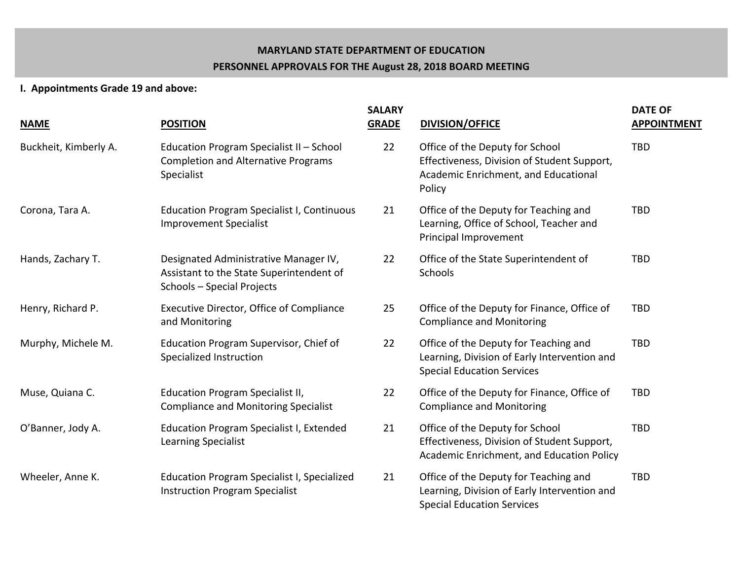**MARYLAND STATE DEPARTMENT OF EDUCATION**
**PERSONNEL APPROVALS FOR THE August 28, 2018 BOARD MEETING**

**I. Appointments Grade 19 and above:**

| NAME | POSITION | SALARY GRADE | DIVISION/OFFICE | DATE OF APPOINTMENT |
|---|---|---|---|---|
| Buckheit, Kimberly A. | Education Program Specialist II – School Completion and Alternative Programs Specialist | 22 | Office of the Deputy for School Effectiveness, Division of Student Support, Academic Enrichment, and Educational Policy | TBD |
| Corona, Tara A. | Education Program Specialist I, Continuous Improvement Specialist | 21 | Office of the Deputy for Teaching and Learning, Office of School, Teacher and Principal Improvement | TBD |
| Hands, Zachary T. | Designated Administrative Manager IV, Assistant to the State Superintendent of Schools – Special Projects | 22 | Office of the State Superintendent of Schools | TBD |
| Henry, Richard P. | Executive Director, Office of Compliance and Monitoring | 25 | Office of the Deputy for Finance, Office of Compliance and Monitoring | TBD |
| Murphy, Michele M. | Education Program Supervisor, Chief of Specialized Instruction | 22 | Office of the Deputy for Teaching and Learning, Division of Early Intervention and Special Education Services | TBD |
| Muse, Quiana C. | Education Program Specialist II, Compliance and Monitoring Specialist | 22 | Office of the Deputy for Finance, Office of Compliance and Monitoring | TBD |
| O'Banner, Jody A. | Education Program Specialist I, Extended Learning Specialist | 21 | Office of the Deputy for School Effectiveness, Division of Student Support, Academic Enrichment, and Education Policy | TBD |
| Wheeler, Anne K. | Education Program Specialist I, Specialized Instruction Program Specialist | 21 | Office of the Deputy for Teaching and Learning, Division of Early Intervention and Special Education Services | TBD |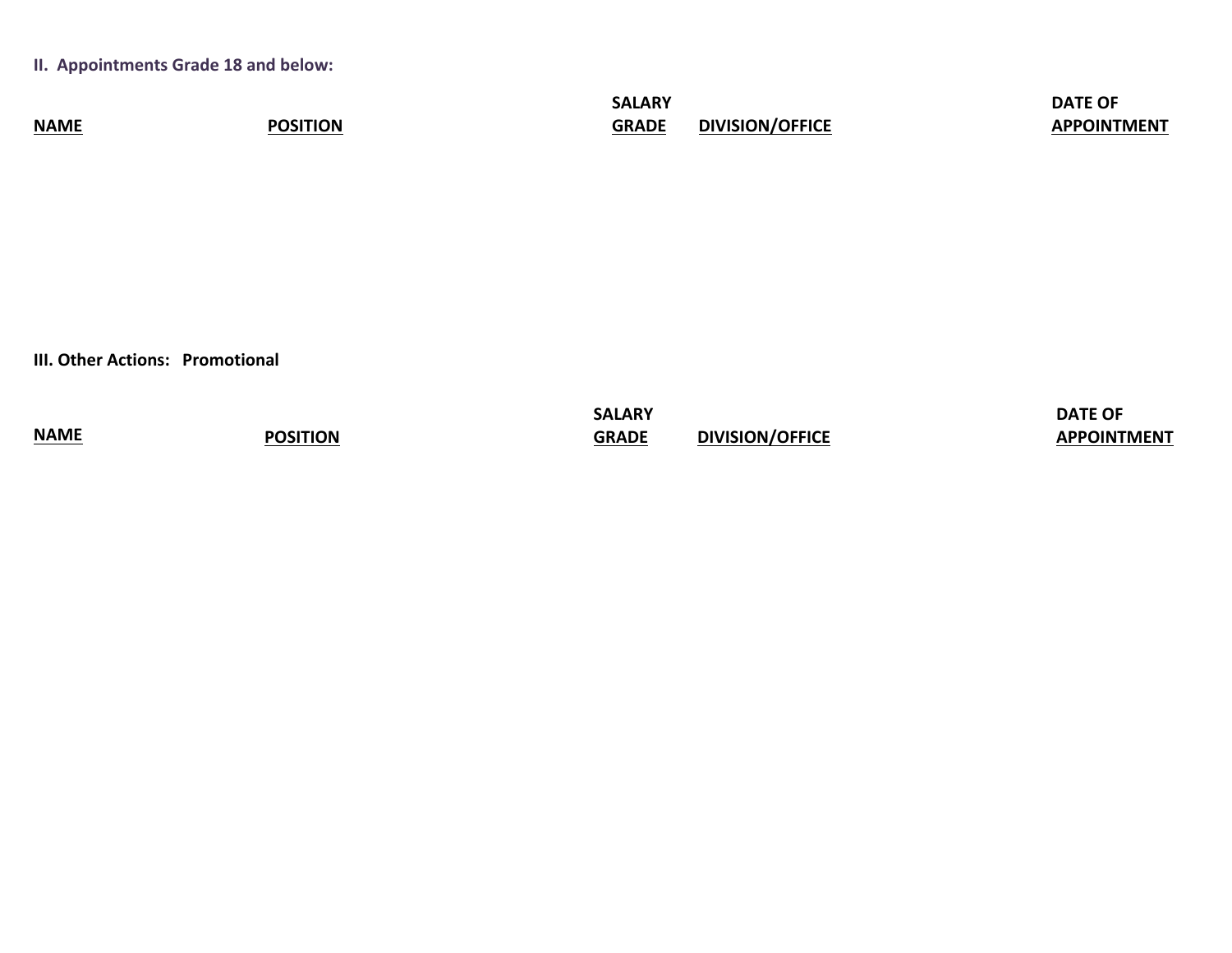## II. Appointments Grade 18 and below:

| NAME | POSITION | SALARY GRADE | DIVISION/OFFICE | DATE OF APPOINTMENT |
|---|---|---|---|---|

## III. Other Actions: Promotional

| NAME | POSITION | SALARY GRADE | DIVISION/OFFICE | DATE OF APPOINTMENT |
|---|---|---|---|---|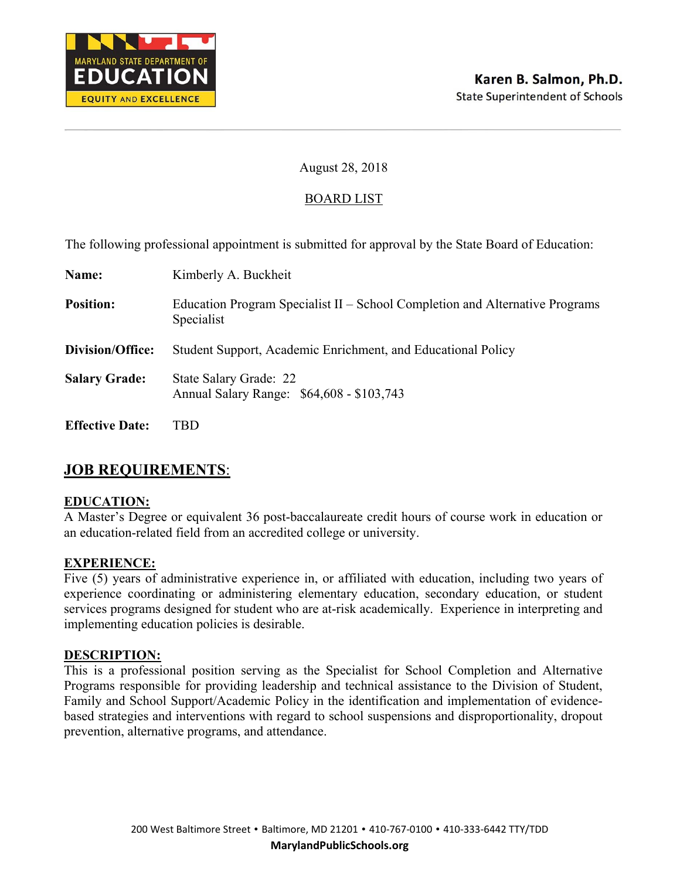MARYLAND STATE DEPARTMENT OF EDUCATION
EQUITY AND EXCELLENCE

**Karen B. Salmon, Ph.D.**
State Superintendent of Schools

August 28, 2018

BOARD LIST

The following professional appointment is submitted for approval by the State Board of Education:

**Name:** Kimberly A. Buckheit

**Position:** Education Program Specialist II – School Completion and Alternative Programs Specialist

**Division/Office:** Student Support, Academic Enrichment, and Educational Policy

**Salary Grade:** State Salary Grade: 22
Annual Salary Range: $64,608 - $103,743

**Effective Date:** TBD

## JOB REQUIREMENTS:

### EDUCATION:

A Master's Degree or equivalent 36 post-baccalaureate credit hours of course work in education or an education-related field from an accredited college or university.

### EXPERIENCE:

Five (5) years of administrative experience in, or affiliated with, education, including two years of experience coordinating or administering elementary education, secondary education, or student services programs designed for student who are at-risk academically. Experience in interpreting and implementing education policies is desirable.

### DESCRIPTION:

This is a professional position serving as the Specialist for School Completion and Alternative Programs responsible for providing leadership and technical assistance to the Division of Student, Family and School Support/Academic Policy in the identification and implementation of evidence-based strategies and interventions with regard to school suspensions and disproportionality, dropout prevention, alternative programs, and attendance.

200 West Baltimore Street • Baltimore, MD 21201 • 410-767-0100 • 410-333-6442 TTY/TDD
MarylandPublicSchools.org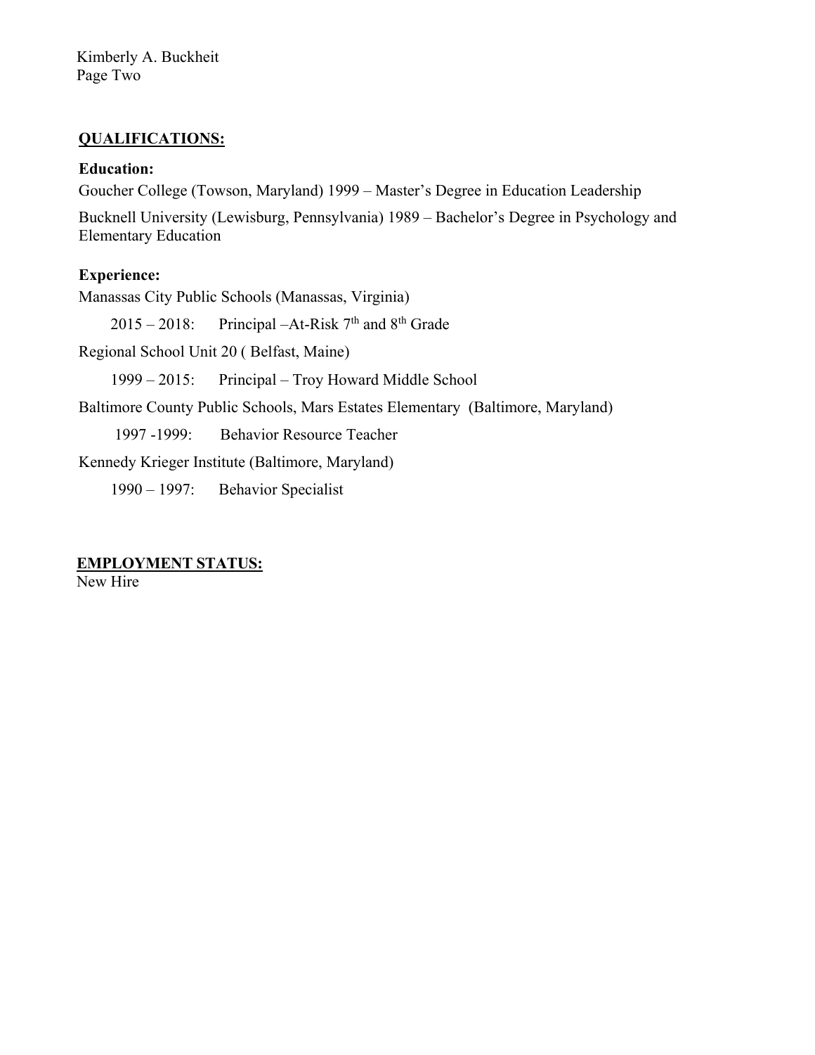Kimberly A. Buckheit
Page Two

## QUALIFICATIONS:

**Education:**

Goucher College (Towson, Maryland) 1999 – Master's Degree in Education Leadership

Bucknell University (Lewisburg, Pennsylvania) 1989 – Bachelor's Degree in Psychology and Elementary Education

**Experience:**

Manassas City Public Schools (Manassas, Virginia)

2015 – 2018: Principal –At-Risk 7th and 8th Grade

Regional School Unit 20 ( Belfast, Maine)

1999 – 2015: Principal – Troy Howard Middle School

Baltimore County Public Schools, Mars Estates Elementary (Baltimore, Maryland)

1997 -1999: Behavior Resource Teacher

Kennedy Krieger Institute (Baltimore, Maryland)

1990 – 1997: Behavior Specialist

## EMPLOYMENT STATUS:

New Hire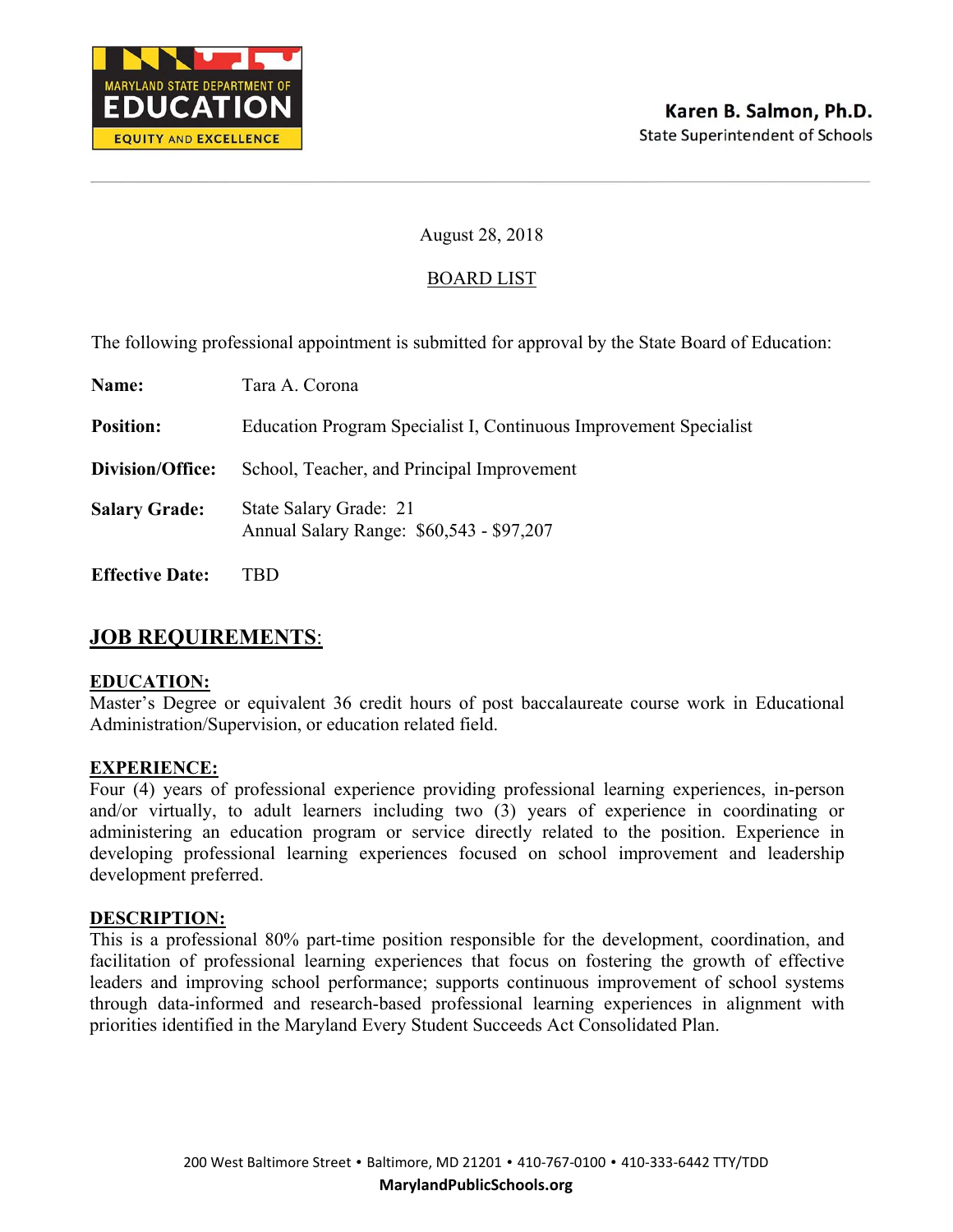MARYLAND STATE DEPARTMENT OF
EDUCATION
EQUITY AND EXCELLENCE

**Karen B. Salmon, Ph.D.**
State Superintendent of Schools

August 28, 2018

BOARD LIST

The following professional appointment is submitted for approval by the State Board of Education:

**Name:** Tara A. Corona

**Position:** Education Program Specialist I, Continuous Improvement Specialist

**Division/Office:** School, Teacher, and Principal Improvement

**Salary Grade:** State Salary Grade: 21
Annual Salary Range: $60,543 - $97,207

**Effective Date:** TBD

## JOB REQUIREMENTS:

**EDUCATION:**
Master's Degree or equivalent 36 credit hours of post baccalaureate course work in Educational Administration/Supervision, or education related field.

**EXPERIENCE:**
Four (4) years of professional experience providing professional learning experiences, in-person and/or virtually, to adult learners including two (3) years of experience in coordinating or administering an education program or service directly related to the position. Experience in developing professional learning experiences focused on school improvement and leadership development preferred.

**DESCRIPTION:**
This is a professional 80% part-time position responsible for the development, coordination, and facilitation of professional learning experiences that focus on fostering the growth of effective leaders and improving school performance; supports continuous improvement of school systems through data-informed and research-based professional learning experiences in alignment with priorities identified in the Maryland Every Student Succeeds Act Consolidated Plan.

200 West Baltimore Street • Baltimore, MD 21201 • 410-767-0100 • 410-333-6442 TTY/TDD
**MarylandPublicSchools.org**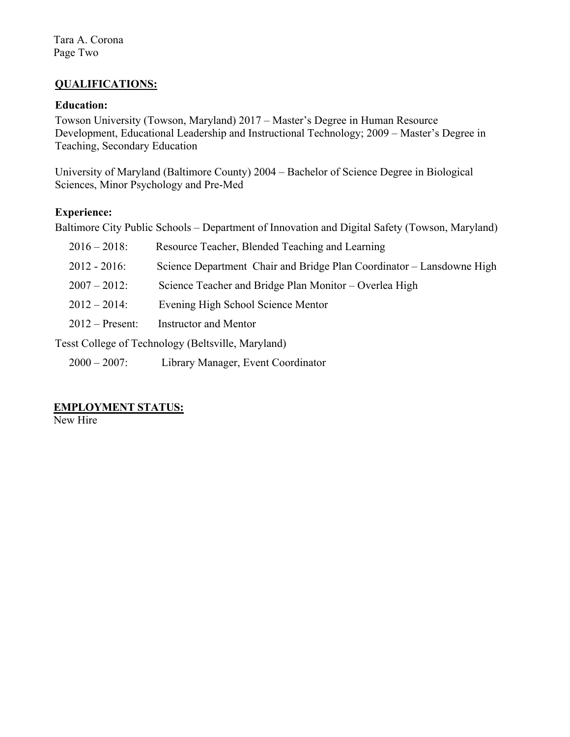Tara A. Corona
Page Two

## QUALIFICATIONS:

### Education:

Towson University (Towson, Maryland) 2017 – Master's Degree in Human Resource Development, Educational Leadership and Instructional Technology; 2009 – Master's Degree in Teaching, Secondary Education

University of Maryland (Baltimore County) 2004 – Bachelor of Science Degree in Biological Sciences, Minor Psychology and Pre-Med

### Experience:

Baltimore City Public Schools – Department of Innovation and Digital Safety (Towson, Maryland)

- 2016 – 2018: Resource Teacher, Blended Teaching and Learning
- 2012 - 2016: Science Department Chair and Bridge Plan Coordinator – Lansdowne High
- 2007 – 2012: Science Teacher and Bridge Plan Monitor – Overlea High
- 2012 – 2014: Evening High School Science Mentor
- 2012 – Present: Instructor and Mentor

Tesst College of Technology (Beltsville, Maryland)

- 2000 – 2007: Library Manager, Event Coordinator

## EMPLOYMENT STATUS:

New Hire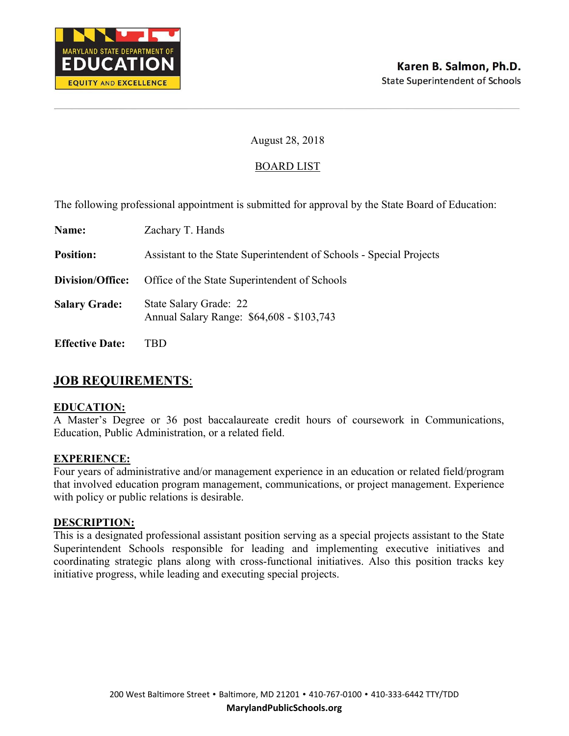MARYLAND STATE DEPARTMENT OF EDUCATION
EQUITY AND EXCELLENCE

**Karen B. Salmon, Ph.D.**
State Superintendent of Schools

August 28, 2018

BOARD LIST

The following professional appointment is submitted for approval by the State Board of Education:

**Name:** Zachary T. Hands

**Position:** Assistant to the State Superintendent of Schools - Special Projects

**Division/Office:** Office of the State Superintendent of Schools

**Salary Grade:** State Salary Grade: 22
Annual Salary Range: $64,608 - $103,743

**Effective Date:** TBD

## JOB REQUIREMENTS:

**EDUCATION:**
A Master's Degree or 36 post baccalaureate credit hours of coursework in Communications, Education, Public Administration, or a related field.

**EXPERIENCE:**
Four years of administrative and/or management experience in an education or related field/program that involved education program management, communications, or project management. Experience with policy or public relations is desirable.

**DESCRIPTION:**
This is a designated professional assistant position serving as a special projects assistant to the State Superintendent Schools responsible for leading and implementing executive initiatives and coordinating strategic plans along with cross-functional initiatives. Also this position tracks key initiative progress, while leading and executing special projects.

200 West Baltimore Street • Baltimore, MD 21201 • 410-767-0100 • 410-333-6442 TTY/TDD
**MarylandPublicSchools.org**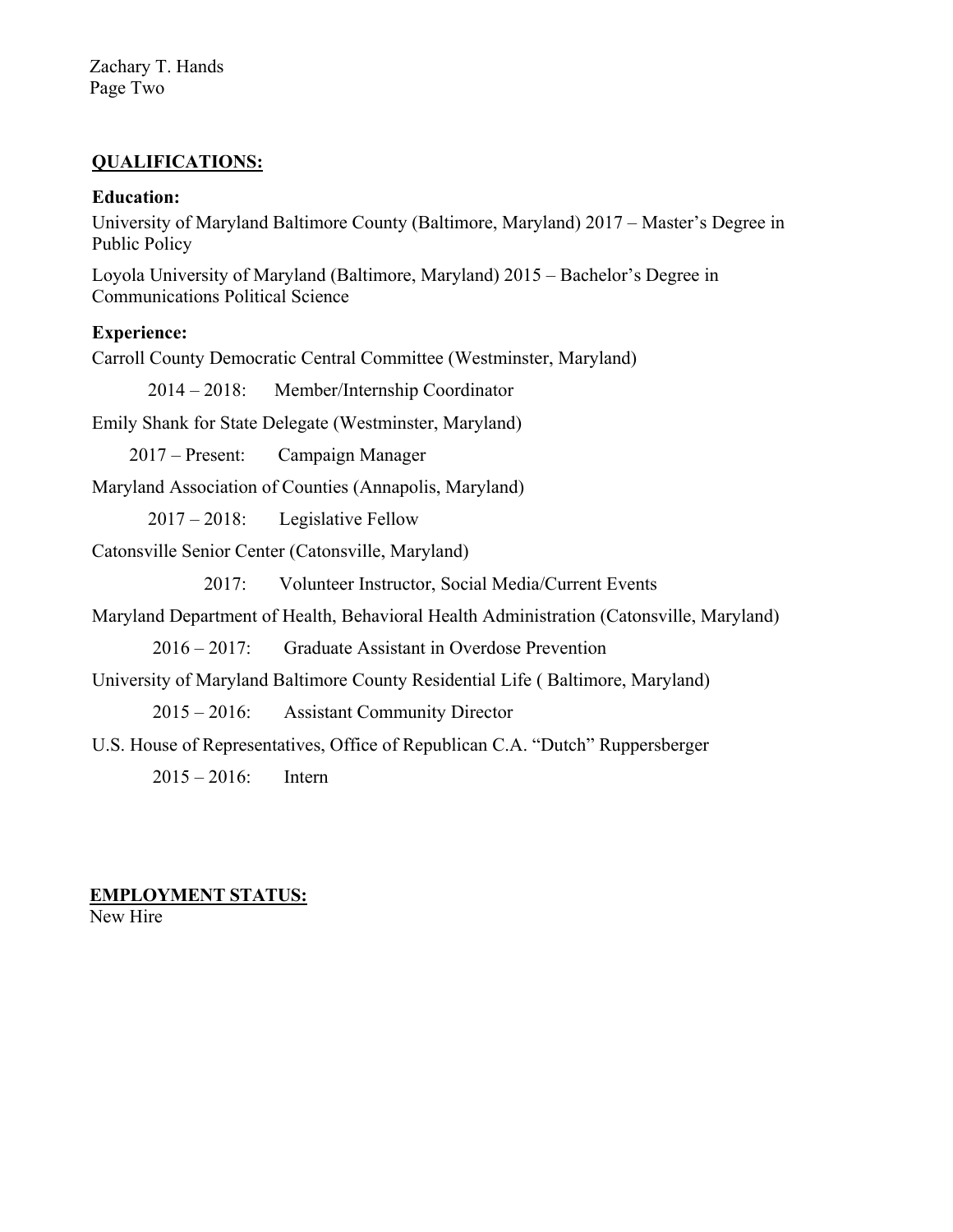Zachary T. Hands
Page Two

**QUALIFICATIONS:**

**Education:**

University of Maryland Baltimore County (Baltimore, Maryland) 2017 – Master's Degree in Public Policy

Loyola University of Maryland (Baltimore, Maryland) 2015 – Bachelor's Degree in Communications Political Science

**Experience:**

Carroll County Democratic Central Committee (Westminster, Maryland)

2014 – 2018: Member/Internship Coordinator

Emily Shank for State Delegate (Westminster, Maryland)

2017 – Present: Campaign Manager

Maryland Association of Counties (Annapolis, Maryland)

2017 – 2018: Legislative Fellow

Catonsville Senior Center (Catonsville, Maryland)

2017: Volunteer Instructor, Social Media/Current Events

Maryland Department of Health, Behavioral Health Administration (Catonsville, Maryland)

2016 – 2017: Graduate Assistant in Overdose Prevention

University of Maryland Baltimore County Residential Life ( Baltimore, Maryland)

2015 – 2016: Assistant Community Director

U.S. House of Representatives, Office of Republican C.A. "Dutch" Ruppersberger

2015 – 2016: Intern

**EMPLOYMENT STATUS:**

New Hire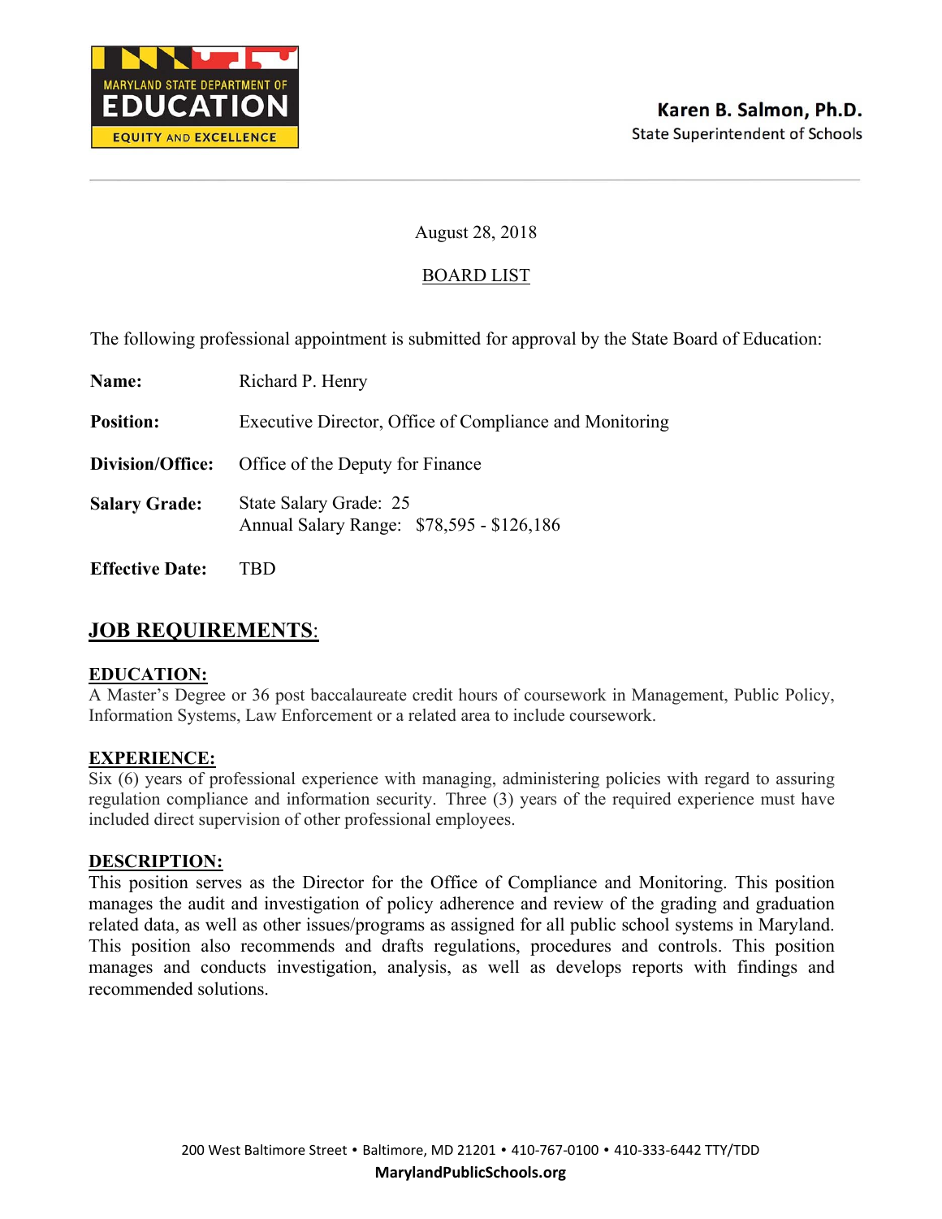MARYLAND STATE DEPARTMENT OF EDUCATION
EQUITY AND EXCELLENCE

**Karen B. Salmon, Ph.D.**
State Superintendent of Schools

August 28, 2018

BOARD LIST

The following professional appointment is submitted for approval by the State Board of Education:

**Name:** Richard P. Henry

**Position:** Executive Director, Office of Compliance and Monitoring

**Division/Office:** Office of the Deputy for Finance

**Salary Grade:** State Salary Grade: 25
Annual Salary Range: $78,595 - $126,186

**Effective Date:** TBD

## JOB REQUIREMENTS:

### EDUCATION:

A Master's Degree or 36 post baccalaureate credit hours of coursework in Management, Public Policy, Information Systems, Law Enforcement or a related area to include coursework.

### EXPERIENCE:

Six (6) years of professional experience with managing, administering policies with regard to assuring regulation compliance and information security. Three (3) years of the required experience must have included direct supervision of other professional employees.

### DESCRIPTION:

This position serves as the Director for the Office of Compliance and Monitoring. This position manages the audit and investigation of policy adherence and review of the grading and graduation related data, as well as other issues/programs as assigned for all public school systems in Maryland. This position also recommends and drafts regulations, procedures and controls. This position manages and conducts investigation, analysis, as well as develops reports with findings and recommended solutions.

200 West Baltimore Street • Baltimore, MD 21201 • 410-767-0100 • 410-333-6442 TTY/TDD
**MarylandPublicSchools.org**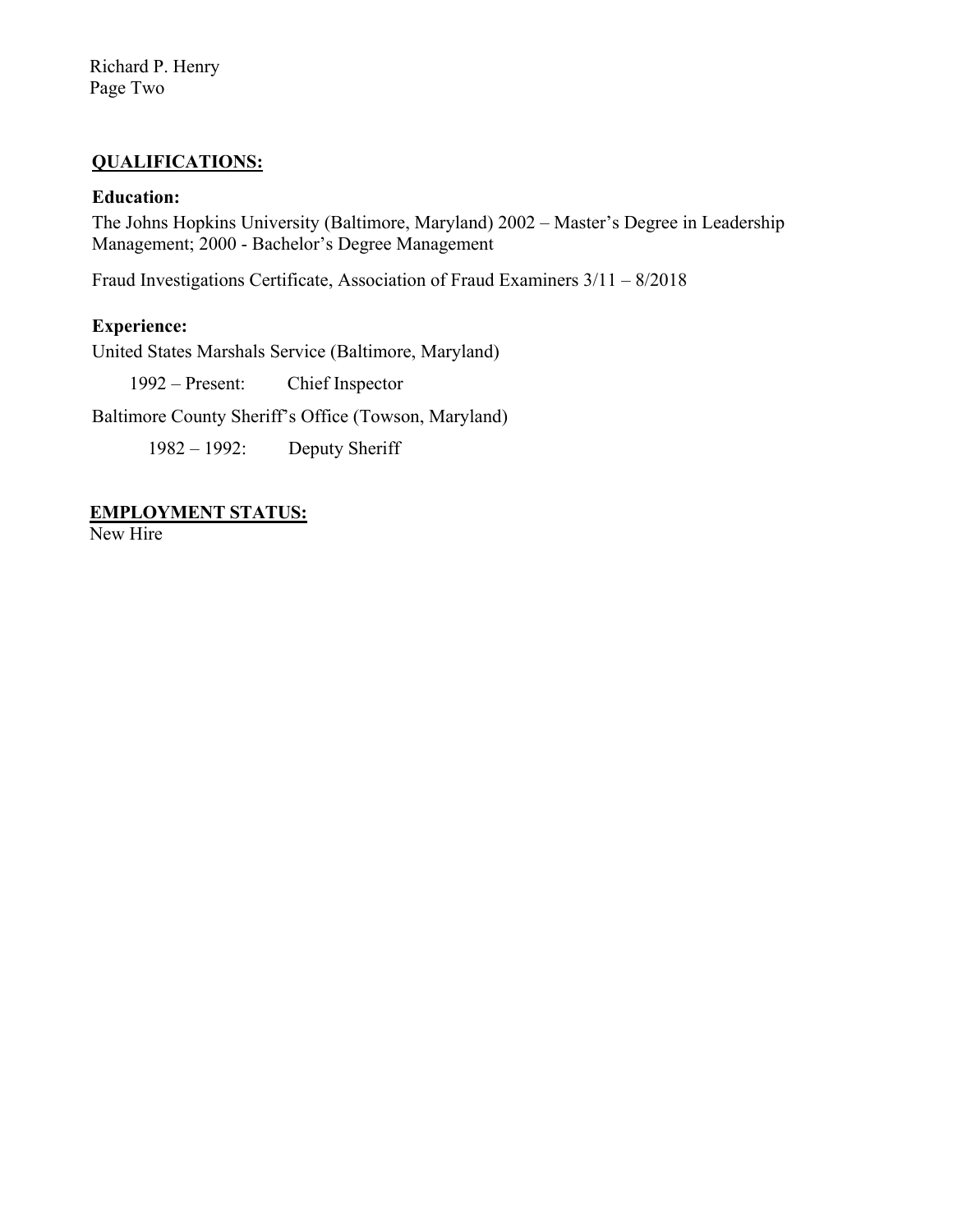## QUALIFICATIONS:

**Education:**

The Johns Hopkins University (Baltimore, Maryland) 2002 – Master's Degree in Leadership Management; 2000 - Bachelor's Degree Management

Fraud Investigations Certificate, Association of Fraud Examiners 3/11 – 8/2018

**Experience:**

United States Marshals Service (Baltimore, Maryland)

1992 – Present: Chief Inspector

Baltimore County Sheriff's Office (Towson, Maryland)

1982 – 1992: Deputy Sheriff

## EMPLOYMENT STATUS:

New Hire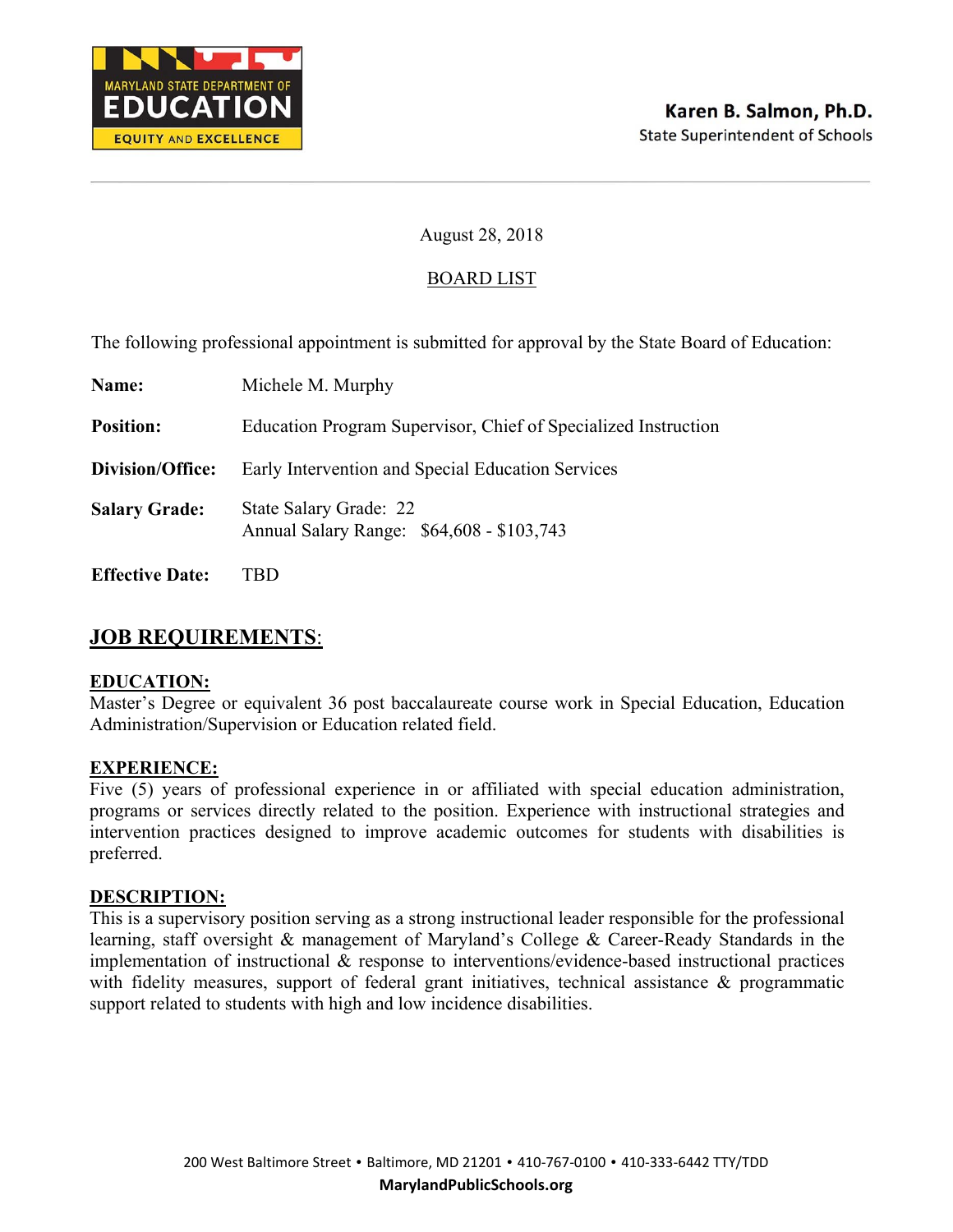MARYLAND STATE DEPARTMENT OF
EDUCATION
EQUITY AND EXCELLENCE

**Karen B. Salmon, Ph.D.**
State Superintendent of Schools

August 28, 2018

BOARD LIST

The following professional appointment is submitted for approval by the State Board of Education:

**Name:** Michele M. Murphy

**Position:** Education Program Supervisor, Chief of Specialized Instruction

**Division/Office:** Early Intervention and Special Education Services

**Salary Grade:** State Salary Grade: 22
Annual Salary Range: $64,608 - $103,743

**Effective Date:** TBD

## JOB REQUIREMENTS:

### EDUCATION:

Master's Degree or equivalent 36 post baccalaureate course work in Special Education, Education Administration/Supervision or Education related field.

### EXPERIENCE:

Five (5) years of professional experience in or affiliated with special education administration, programs or services directly related to the position. Experience with instructional strategies and intervention practices designed to improve academic outcomes for students with disabilities is preferred.

### DESCRIPTION:

This is a supervisory position serving as a strong instructional leader responsible for the professional learning, staff oversight & management of Maryland's College & Career-Ready Standards in the implementation of instructional & response to interventions/evidence-based instructional practices with fidelity measures, support of federal grant initiatives, technical assistance & programmatic support related to students with high and low incidence disabilities.

200 West Baltimore Street • Baltimore, MD 21201 • 410-767-0100 • 410-333-6442 TTY/TDD
**MarylandPublicSchools.org**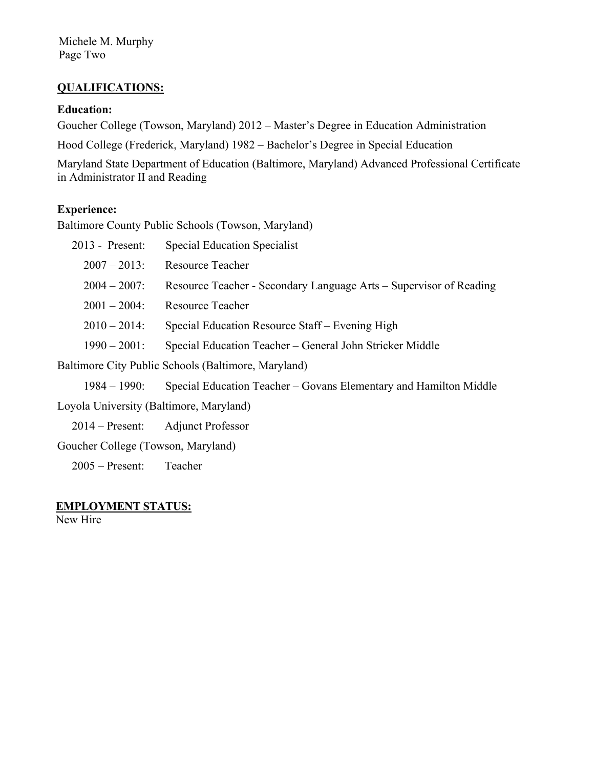Michele M. Murphy
Page Two

## QUALIFICATIONS:

**Education:**

Goucher College (Towson, Maryland) 2012 – Master's Degree in Education Administration

Hood College (Frederick, Maryland) 1982 – Bachelor's Degree in Special Education

Maryland State Department of Education (Baltimore, Maryland) Advanced Professional Certificate in Administrator II and Reading

**Experience:**

Baltimore County Public Schools (Towson, Maryland)

- 2013 - Present: Special Education Specialist
- 2007 – 2013: Resource Teacher
- 2004 – 2007: Resource Teacher - Secondary Language Arts – Supervisor of Reading
- 2001 – 2004: Resource Teacher
- 2010 – 2014: Special Education Resource Staff – Evening High
- 1990 – 2001: Special Education Teacher – General John Stricker Middle

Baltimore City Public Schools (Baltimore, Maryland)

- 1984 – 1990: Special Education Teacher – Govans Elementary and Hamilton Middle

Loyola University (Baltimore, Maryland)

- 2014 – Present: Adjunct Professor

Goucher College (Towson, Maryland)

- 2005 – Present: Teacher

## EMPLOYMENT STATUS:

New Hire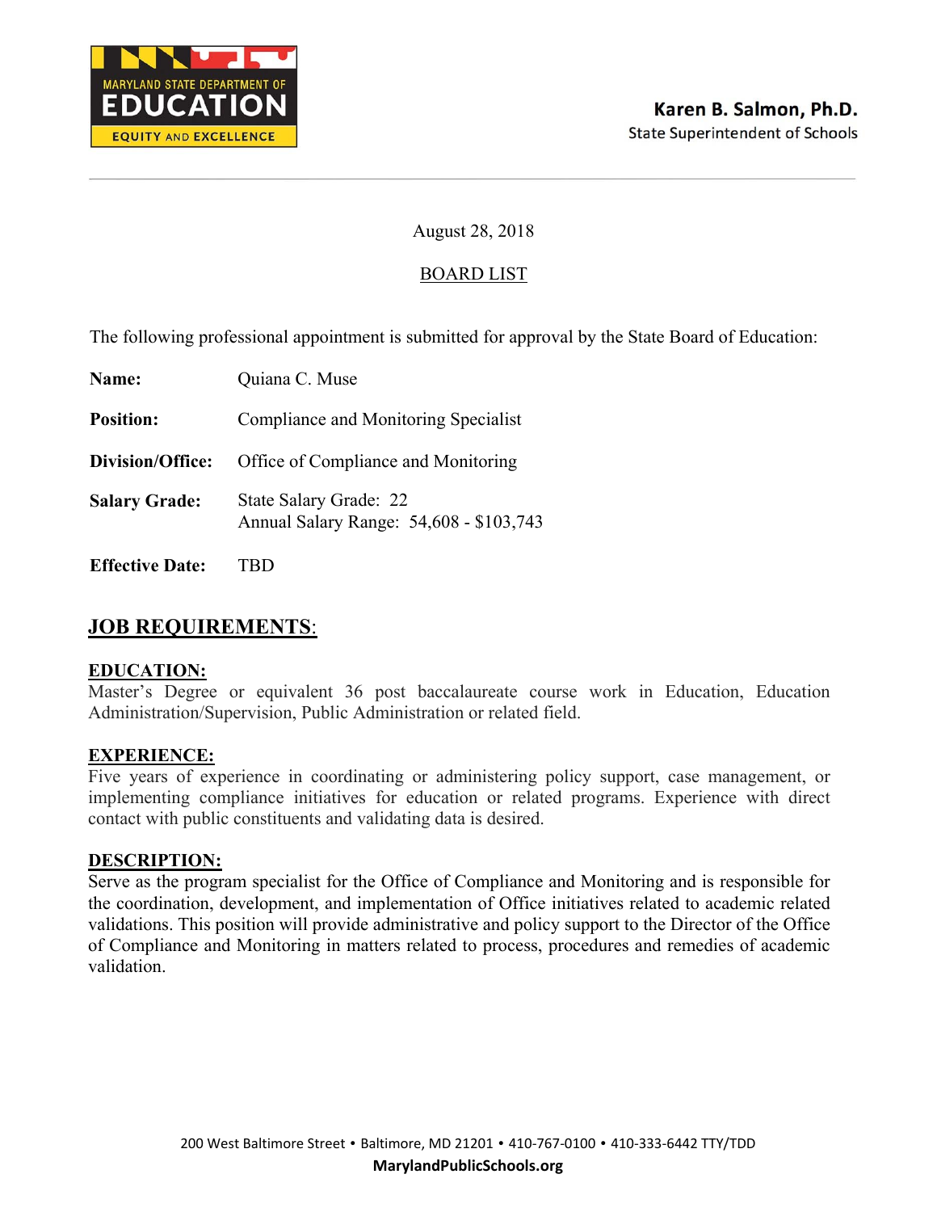MARYLAND STATE DEPARTMENT OF EDUCATION
EQUITY AND EXCELLENCE

**Karen B. Salmon, Ph.D.**
State Superintendent of Schools

August 28, 2018

BOARD LIST

The following professional appointment is submitted for approval by the State Board of Education:

**Name:** Quiana C. Muse

**Position:** Compliance and Monitoring Specialist

**Division/Office:** Office of Compliance and Monitoring

**Salary Grade:** State Salary Grade: 22
Annual Salary Range: 54,608 - $103,743

**Effective Date:** TBD

## JOB REQUIREMENTS:

**EDUCATION:**
Master's Degree or equivalent 36 post baccalaureate course work in Education, Education Administration/Supervision, Public Administration or related field.

**EXPERIENCE:**
Five years of experience in coordinating or administering policy support, case management, or implementing compliance initiatives for education or related programs. Experience with direct contact with public constituents and validating data is desired.

**DESCRIPTION:**
Serve as the program specialist for the Office of Compliance and Monitoring and is responsible for the coordination, development, and implementation of Office initiatives related to academic related validations. This position will provide administrative and policy support to the Director of the Office of Compliance and Monitoring in matters related to process, procedures and remedies of academic validation.

200 West Baltimore Street • Baltimore, MD 21201 • 410-767-0100 • 410-333-6442 TTY/TDD
MarylandPublicSchools.org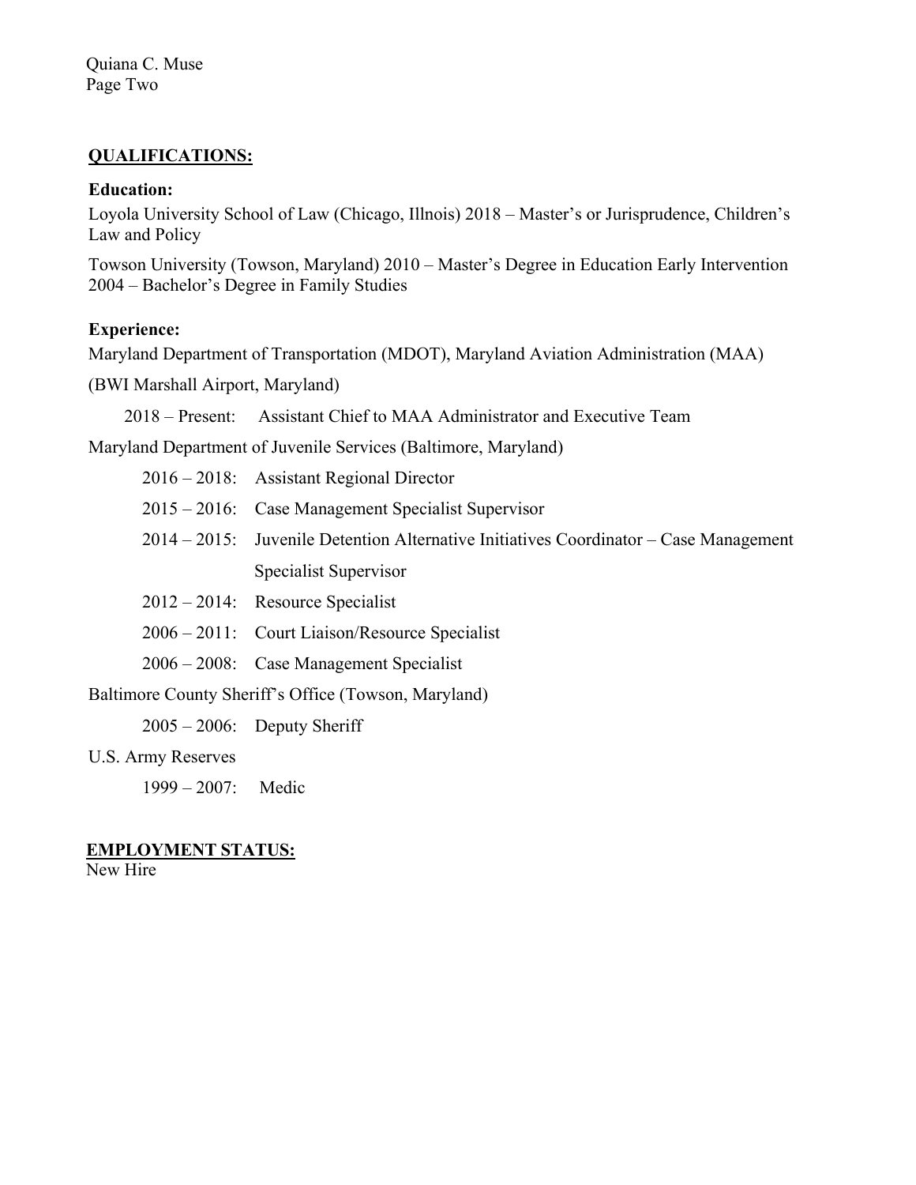Quiana C. Muse
Page Two

**QUALIFICATIONS:**

**Education:**

Loyola University School of Law (Chicago, Illnois) 2018 – Master's or Jurisprudence, Children's Law and Policy

Towson University (Towson, Maryland) 2010 – Master's Degree in Education Early Intervention
2004 – Bachelor's Degree in Family Studies

**Experience:**

Maryland Department of Transportation (MDOT), Maryland Aviation Administration (MAA)

(BWI Marshall Airport, Maryland)

2018 – Present: Assistant Chief to MAA Administrator and Executive Team

Maryland Department of Juvenile Services (Baltimore, Maryland)

2016 – 2018: Assistant Regional Director

2015 – 2016: Case Management Specialist Supervisor

2014 – 2015: Juvenile Detention Alternative Initiatives Coordinator – Case Management Specialist Supervisor

2012 – 2014: Resource Specialist

2006 – 2011: Court Liaison/Resource Specialist

2006 – 2008: Case Management Specialist

Baltimore County Sheriff's Office (Towson, Maryland)

2005 – 2006: Deputy Sheriff

U.S. Army Reserves

1999 – 2007: Medic

**EMPLOYMENT STATUS:**

New Hire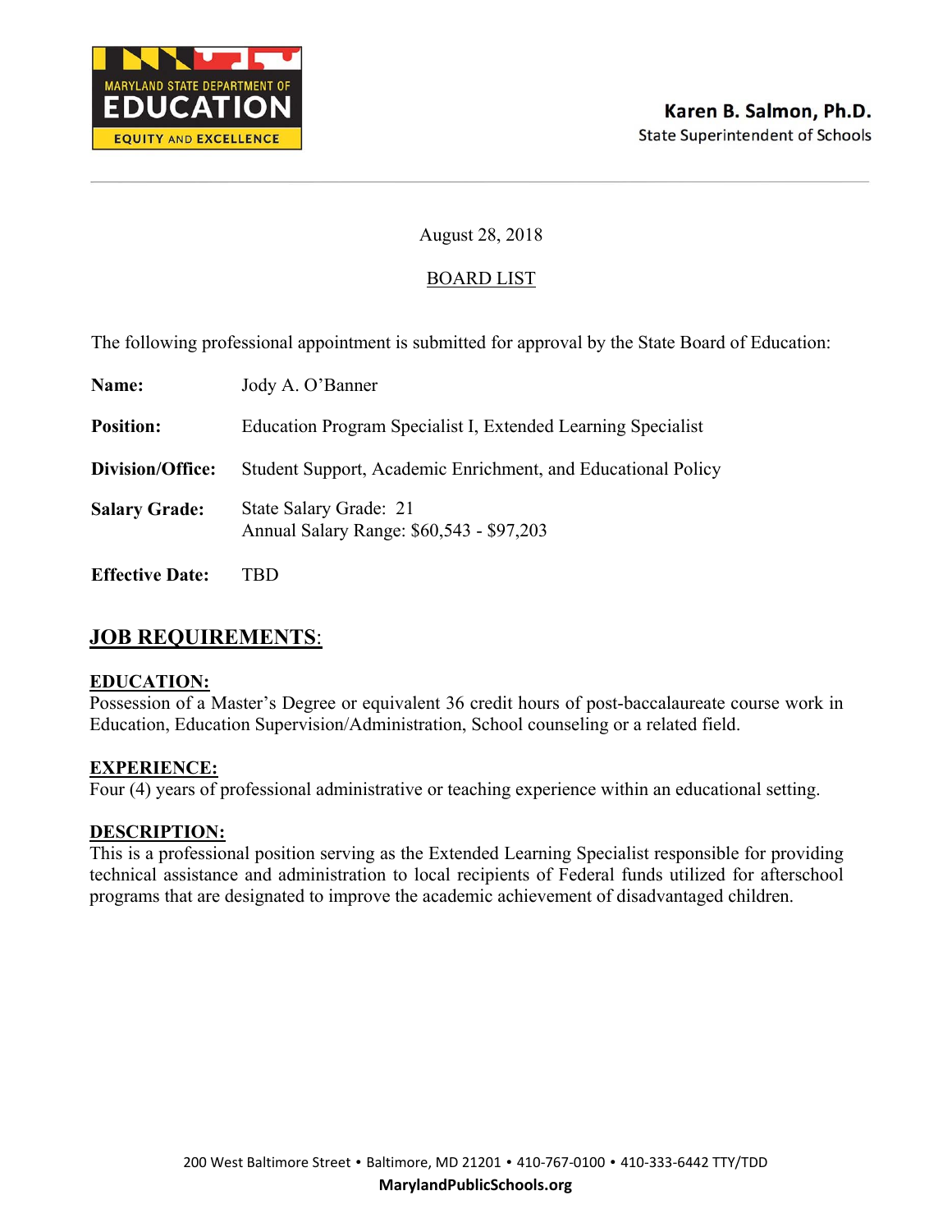Karen B. Salmon, Ph.D.
State Superintendent of Schools

August 28, 2018

BOARD LIST

The following professional appointment is submitted for approval by the State Board of Education:

**Name:** Jody A. O'Banner

**Position:** Education Program Specialist I, Extended Learning Specialist

**Division/Office:** Student Support, Academic Enrichment, and Educational Policy

**Salary Grade:** State Salary Grade: 21
Annual Salary Range: $60,543 - $97,203

**Effective Date:** TBD

## JOB REQUIREMENTS:

### EDUCATION:

Possession of a Master's Degree or equivalent 36 credit hours of post-baccalaureate course work in Education, Education Supervision/Administration, School counseling or a related field.

### EXPERIENCE:

Four (4) years of professional administrative or teaching experience within an educational setting.

### DESCRIPTION:

This is a professional position serving as the Extended Learning Specialist responsible for providing technical assistance and administration to local recipients of Federal funds utilized for afterschool programs that are designated to improve the academic achievement of disadvantaged children.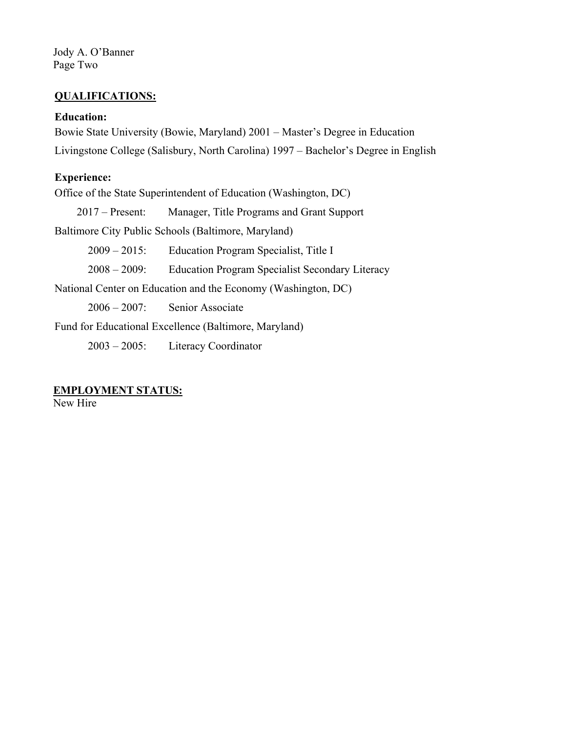Jody A. O'Banner
Page Two

## QUALIFICATIONS:

**Education:**

Bowie State University (Bowie, Maryland) 2001 – Master's Degree in Education

Livingstone College (Salisbury, North Carolina) 1997 – Bachelor's Degree in English

**Experience:**

Office of the State Superintendent of Education (Washington, DC)

2017 – Present: Manager, Title Programs and Grant Support

Baltimore City Public Schools (Baltimore, Maryland)

2009 – 2015: Education Program Specialist, Title I

2008 – 2009: Education Program Specialist Secondary Literacy

National Center on Education and the Economy (Washington, DC)

2006 – 2007: Senior Associate

Fund for Educational Excellence (Baltimore, Maryland)

2003 – 2005: Literacy Coordinator

## EMPLOYMENT STATUS:

New Hire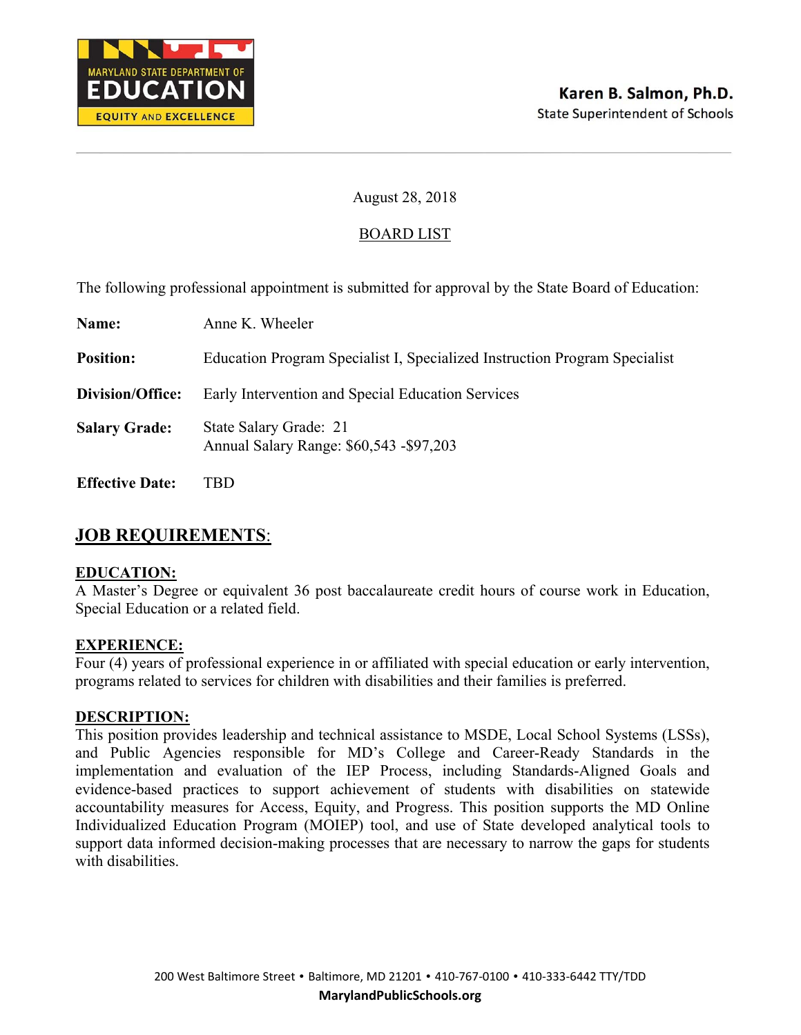Karen B. Salmon, Ph.D.
State Superintendent of Schools

August 28, 2018

BOARD LIST

The following professional appointment is submitted for approval by the State Board of Education:

**Name:** Anne K. Wheeler

**Position:** Education Program Specialist I, Specialized Instruction Program Specialist

**Division/Office:** Early Intervention and Special Education Services

**Salary Grade:** State Salary Grade: 21
Annual Salary Range: $60,543 -$97,203

**Effective Date:** TBD

## JOB REQUIREMENTS:

**EDUCATION:**
A Master's Degree or equivalent 36 post baccalaureate credit hours of course work in Education, Special Education or a related field.

**EXPERIENCE:**
Four (4) years of professional experience in or affiliated with special education or early intervention, programs related to services for children with disabilities and their families is preferred.

**DESCRIPTION:**
This position provides leadership and technical assistance to MSDE, Local School Systems (LSSs), and Public Agencies responsible for MD's College and Career-Ready Standards in the implementation and evaluation of the IEP Process, including Standards-Aligned Goals and evidence-based practices to support achievement of students with disabilities on statewide accountability measures for Access, Equity, and Progress. This position supports the MD Online Individualized Education Program (MOIEP) tool, and use of State developed analytical tools to support data informed decision-making processes that are necessary to narrow the gaps for students with disabilities.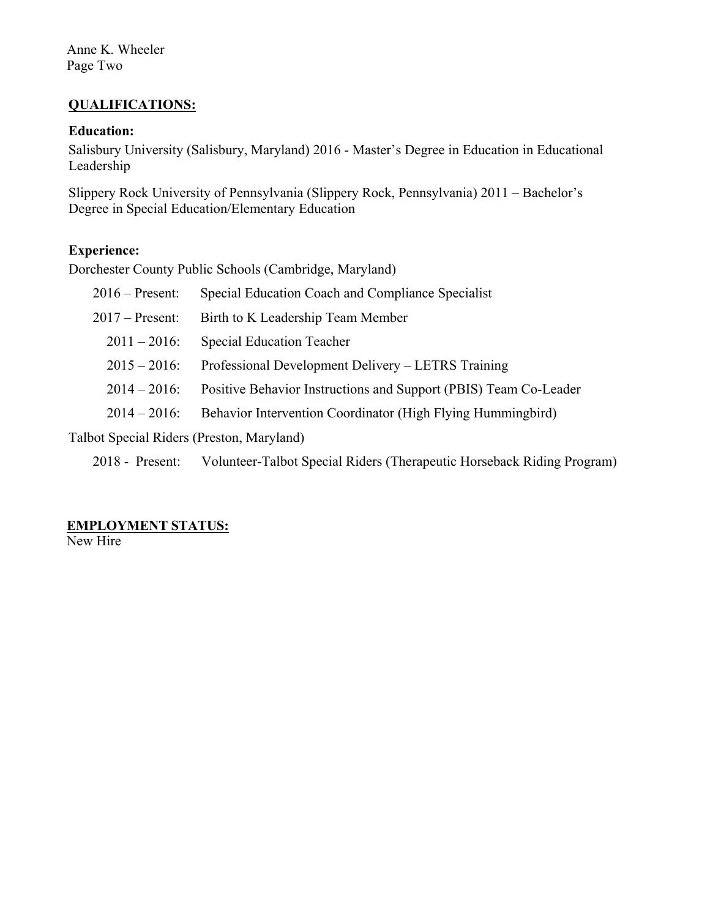Anne K. Wheeler
Page Two

## QUALIFICATIONS:

**Education:**

Salisbury University (Salisbury, Maryland) 2016 - Master's Degree in Education in Educational Leadership

Slippery Rock University of Pennsylvania (Slippery Rock, Pennsylvania) 2011 – Bachelor's Degree in Special Education/Elementary Education

**Experience:**

Dorchester County Public Schools (Cambridge, Maryland)

- 2016 – Present: Special Education Coach and Compliance Specialist
- 2017 – Present: Birth to K Leadership Team Member
- 2011 – 2016: Special Education Teacher
- 2015 – 2016: Professional Development Delivery – LETRS Training
- 2014 – 2016: Positive Behavior Instructions and Support (PBIS) Team Co-Leader
- 2014 – 2016: Behavior Intervention Coordinator (High Flying Hummingbird)

Talbot Special Riders (Preston, Maryland)

- 2018 - Present: Volunteer-Talbot Special Riders (Therapeutic Horseback Riding Program)

## EMPLOYMENT STATUS:

New Hire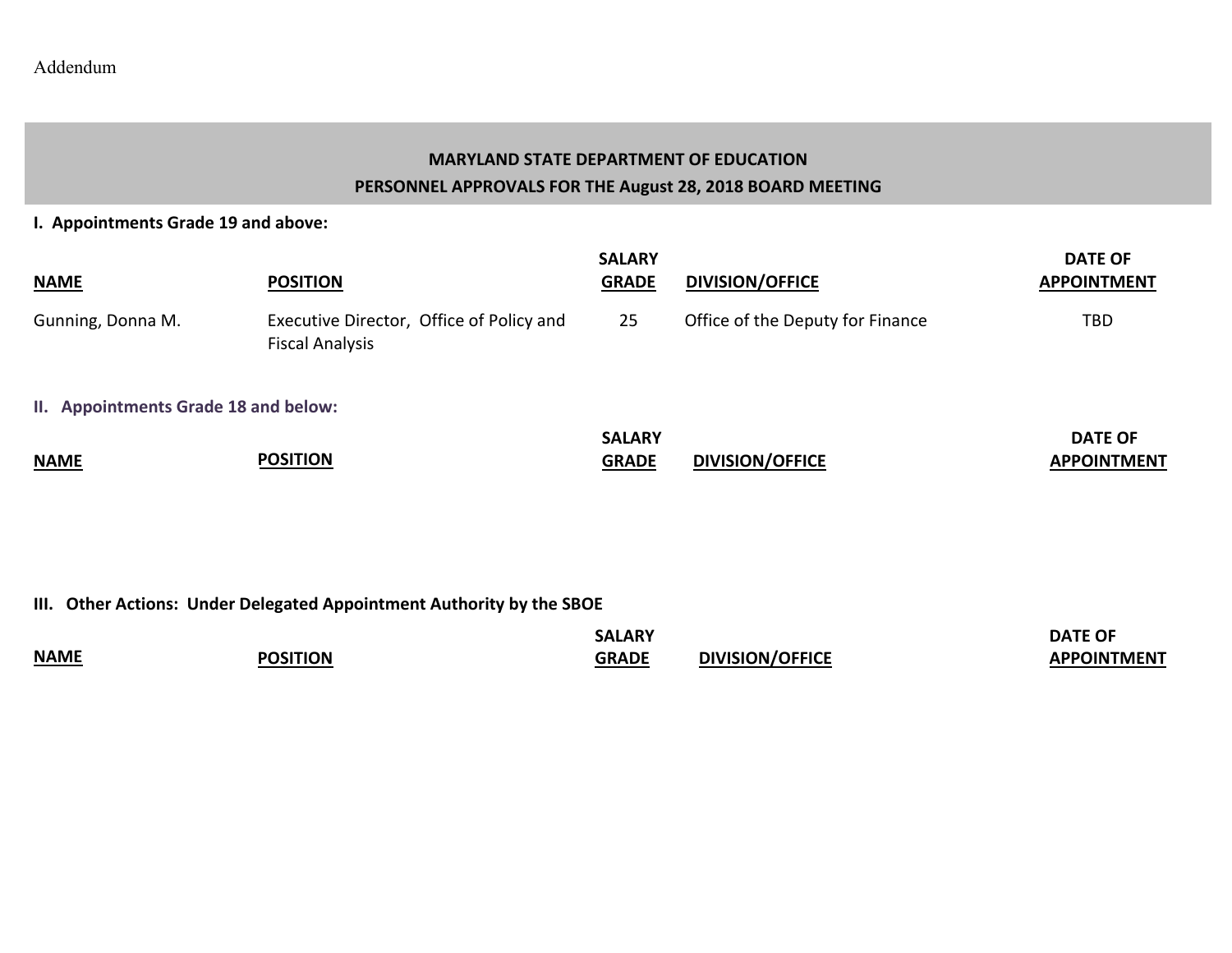Addendum

## MARYLAND STATE DEPARTMENT OF EDUCATION
## PERSONNEL APPROVALS FOR THE August 28, 2018 BOARD MEETING

### I. Appointments Grade 19 and above:

| NAME | POSITION | SALARY GRADE | DIVISION/OFFICE | DATE OF APPOINTMENT |
|---|---|---|---|---|
| Gunning, Donna M. | Executive Director, Office of Policy and Fiscal Analysis | 25 | Office of the Deputy for Finance | TBD |

### II. Appointments Grade 18 and below:

| NAME | POSITION | SALARY GRADE | DIVISION/OFFICE | DATE OF APPOINTMENT |
|---|---|---|---|---|

### III. Other Actions: Under Delegated Appointment Authority by the SBOE

| NAME | POSITION | SALARY GRADE | DIVISION/OFFICE | DATE OF APPOINTMENT |
|---|---|---|---|---|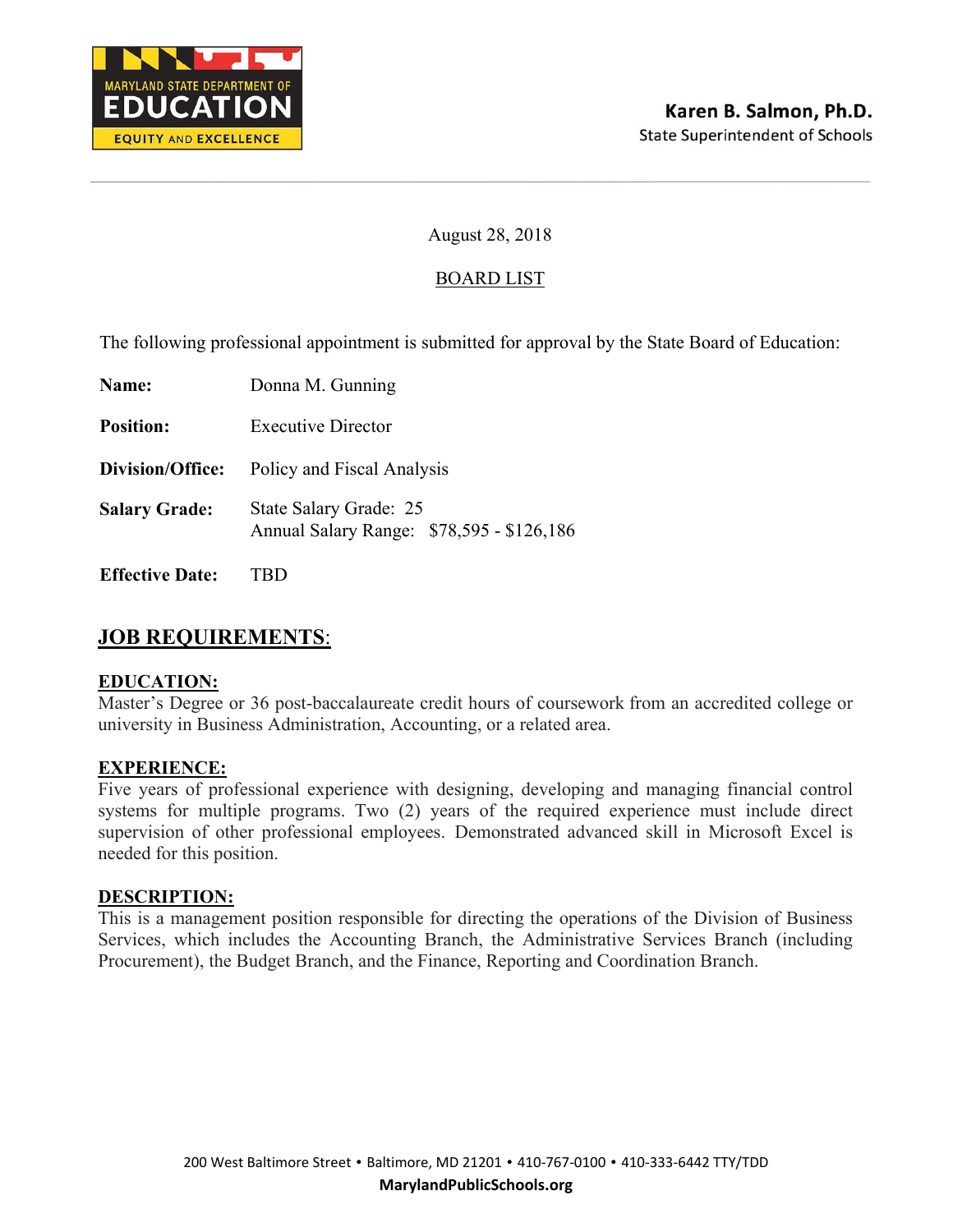MARYLAND STATE DEPARTMENT OF EDUCATION

EQUITY AND EXCELLENCE

**Karen B. Salmon, Ph.D.**
State Superintendent of Schools

August 28, 2018

BOARD LIST

The following professional appointment is submitted for approval by the State Board of Education:

**Name:** Donna M. Gunning

**Position:** Executive Director

**Division/Office:** Policy and Fiscal Analysis

**Salary Grade:** State Salary Grade: 25
Annual Salary Range: $78,595 - $126,186

**Effective Date:** TBD

## JOB REQUIREMENTS:

### EDUCATION:

Master's Degree or 36 post-baccalaureate credit hours of coursework from an accredited college or university in Business Administration, Accounting, or a related area.

### EXPERIENCE:

Five years of professional experience with designing, developing and managing financial control systems for multiple programs. Two (2) years of the required experience must include direct supervision of other professional employees. Demonstrated advanced skill in Microsoft Excel is needed for this position.

### DESCRIPTION:

This is a management position responsible for directing the operations of the Division of Business Services, which includes the Accounting Branch, the Administrative Services Branch (including Procurement), the Budget Branch, and the Finance, Reporting and Coordination Branch.

200 West Baltimore Street • Baltimore, MD 21201 • 410-767-0100 • 410-333-6442 TTY/TDD
**MarylandPublicSchools.org**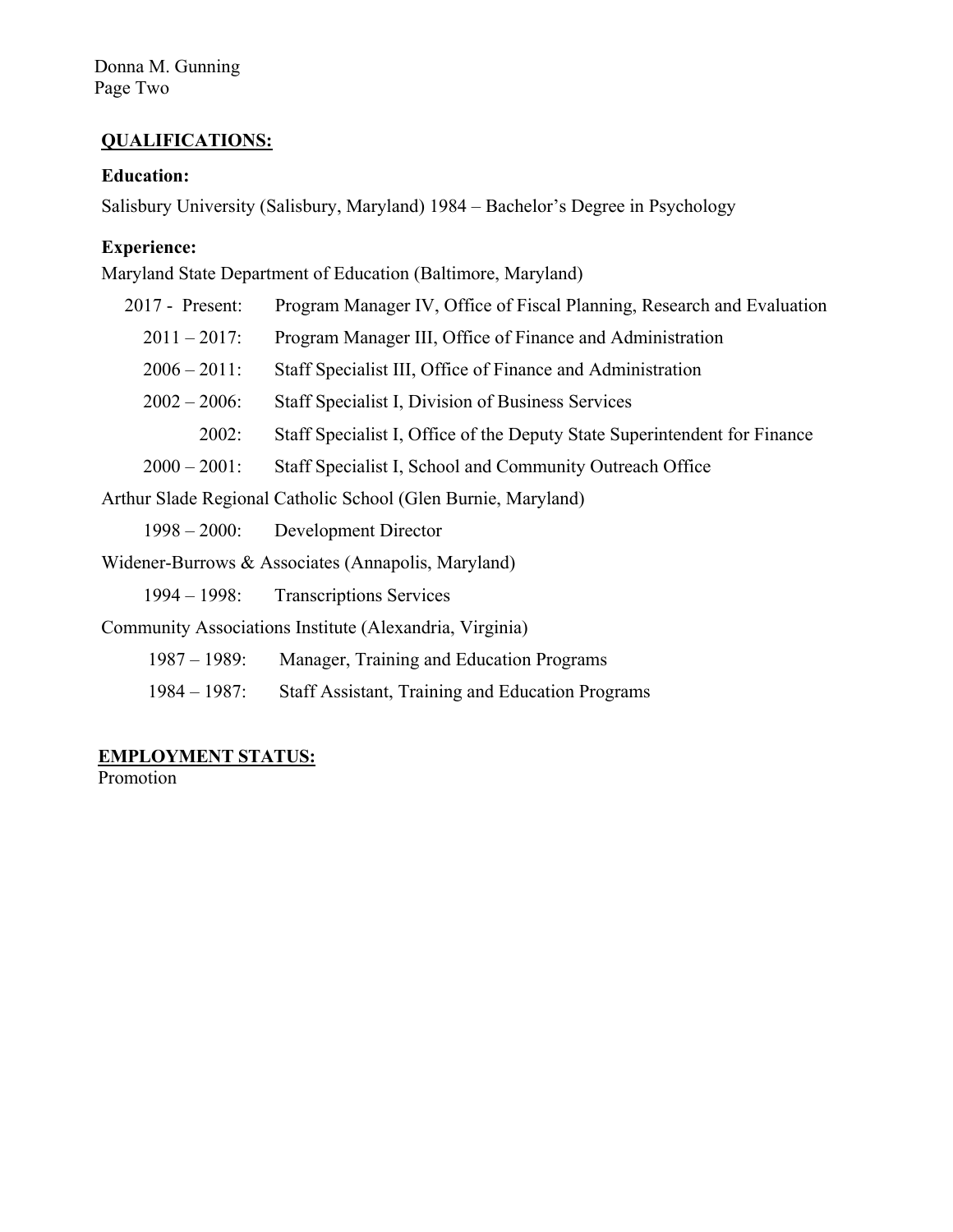## QUALIFICATIONS:

**Education:**

Salisbury University (Salisbury, Maryland) 1984 – Bachelor's Degree in Psychology

**Experience:**

Maryland State Department of Education (Baltimore, Maryland)

| | |
|---|---|
| 2017 - Present: | Program Manager IV, Office of Fiscal Planning, Research and Evaluation |
| 2011 – 2017: | Program Manager III, Office of Finance and Administration |
| 2006 – 2011: | Staff Specialist III, Office of Finance and Administration |
| 2002 – 2006: | Staff Specialist I, Division of Business Services |
| 2002: | Staff Specialist I, Office of the Deputy State Superintendent for Finance |
| 2000 – 2001: | Staff Specialist I, School and Community Outreach Office |

Arthur Slade Regional Catholic School (Glen Burnie, Maryland)

| | |
|---|---|
| 1998 – 2000: | Development Director |

Widener-Burrows & Associates (Annapolis, Maryland)

| | |
|---|---|
| 1994 – 1998: | Transcriptions Services |

Community Associations Institute (Alexandria, Virginia)

| | |
|---|---|
| 1987 – 1989: | Manager, Training and Education Programs |
| 1984 – 1987: | Staff Assistant, Training and Education Programs |

## EMPLOYMENT STATUS:

Promotion